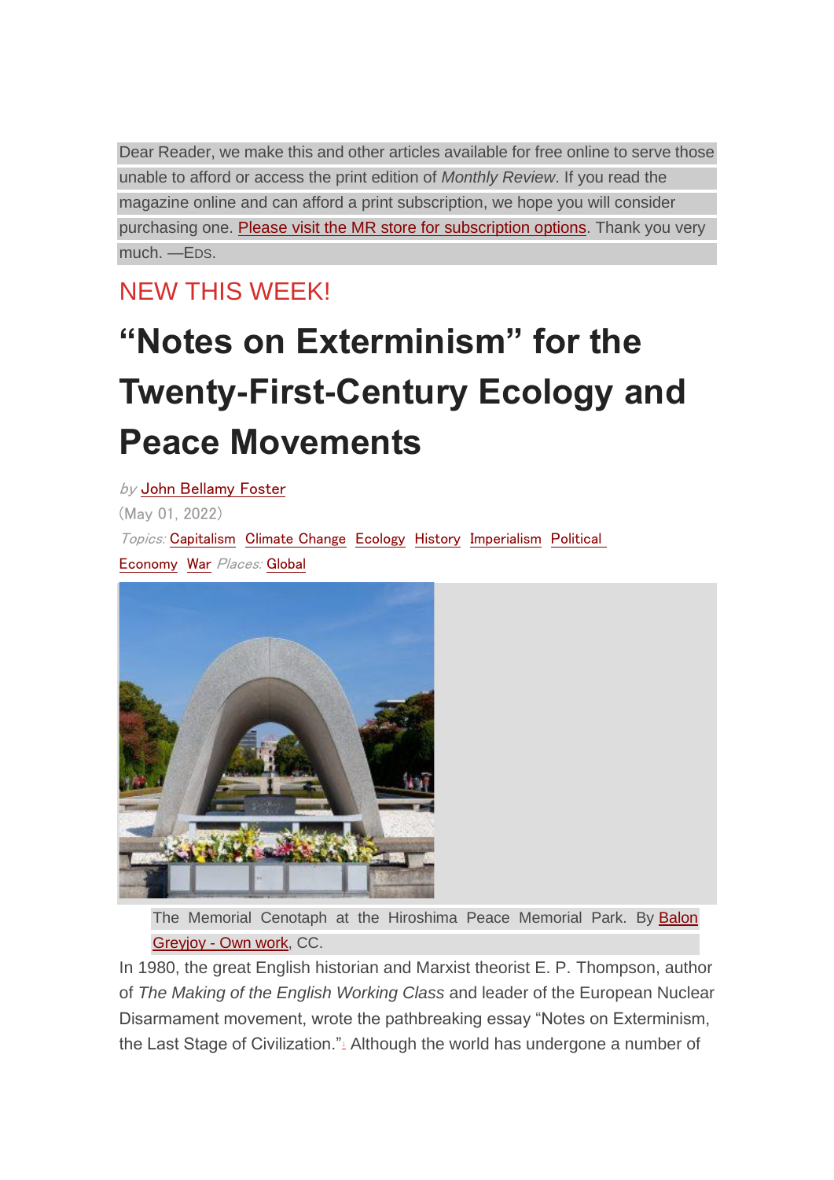Dear Reader, we make this and other articles available for free online to serve those unable to afford or access the print edition of *Monthly Review*. If you read the magazine online and can afford a print subscription, we hope you will consider purchasing one. Please visit the MR store for subscription options. Thank you very much. —EDS.

NEW THIS WEEK!

# "Notes on Exterminism" for the Twenty-First-Century Ecology and Peace Movements

*by* John Bellamy Foster

(May 01, 2022)

*Topics:* Capitalism Climate Change Ecology History Imperialism Political Economy War *Places:* Global

The Memorial Cenotaph at the Hiroshima Peace Memorial Park. By Balon Greyjoy - Own work, CC.

In 1980, the great English historian and Marxist theorist E. P. Thompson, author of *The Making of the English Working Class* and leader of the European Nuclear Disarmament movement, wrote the pathbreaking essay "Notes on Exterminism, the Last Stage of Civilization."[1] Although the world has undergone a number of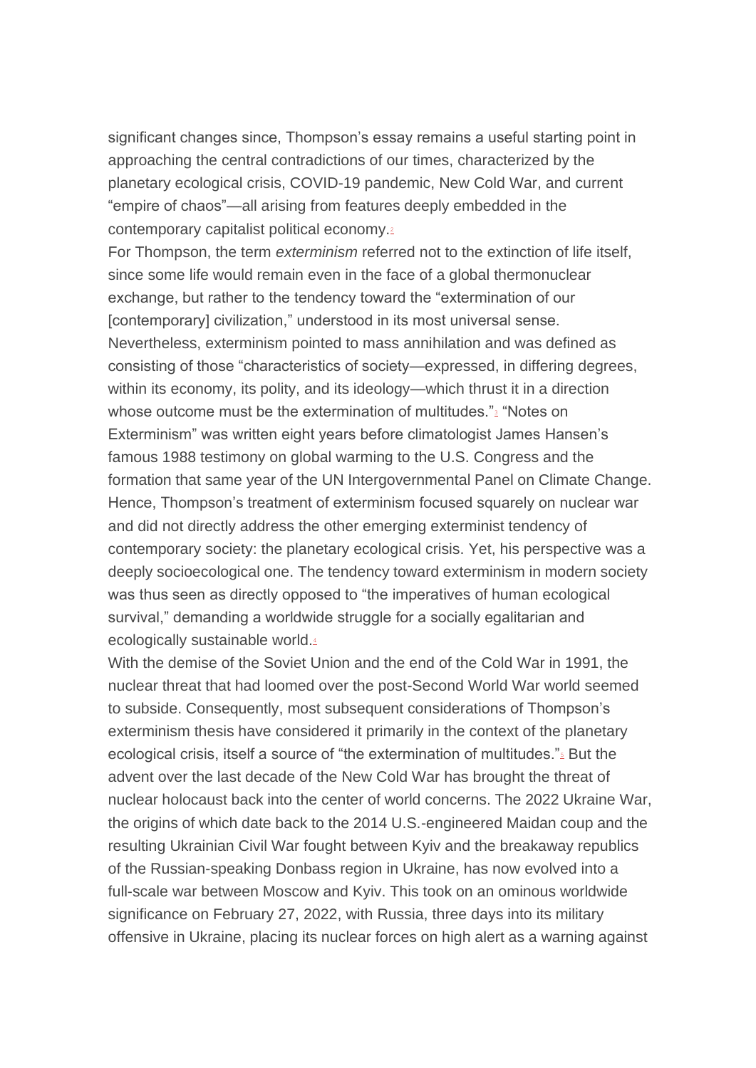significant changes since, Thompson's essay remains a useful starting point in approaching the central contradictions of our times, characterized by the planetary ecological crisis, COVID-19 pandemic, New Cold War, and current "empire of chaos"—all arising from features deeply embedded in the contemporary capitalist political economy.[2]

For Thompson, the term *exterminism* referred not to the extinction of life itself, since some life would remain even in the face of a global thermonuclear exchange, but rather to the tendency toward the "extermination of our [contemporary] civilization," understood in its most universal sense. Nevertheless, exterminism pointed to mass annihilation and was defined as consisting of those "characteristics of society—expressed, in differing degrees, within its economy, its polity, and its ideology—which thrust it in a direction whose outcome must be the extermination of multitudes."[3] "Notes on Exterminism" was written eight years before climatologist James Hansen's famous 1988 testimony on global warming to the U.S. Congress and the formation that same year of the UN Intergovernmental Panel on Climate Change. Hence, Thompson's treatment of exterminism focused squarely on nuclear war and did not directly address the other emerging exterminist tendency of contemporary society: the planetary ecological crisis. Yet, his perspective was a deeply socioecological one. The tendency toward exterminism in modern society was thus seen as directly opposed to "the imperatives of human ecological survival," demanding a worldwide struggle for a socially egalitarian and ecologically sustainable world.[4]

With the demise of the Soviet Union and the end of the Cold War in 1991, the nuclear threat that had loomed over the post-Second World War world seemed to subside. Consequently, most subsequent considerations of Thompson's exterminism thesis have considered it primarily in the context of the planetary ecological crisis, itself a source of "the extermination of multitudes."[5] But the advent over the last decade of the New Cold War has brought the threat of nuclear holocaust back into the center of world concerns. The 2022 Ukraine War, the origins of which date back to the 2014 U.S.-engineered Maidan coup and the resulting Ukrainian Civil War fought between Kyiv and the breakaway republics of the Russian-speaking Donbass region in Ukraine, has now evolved into a full-scale war between Moscow and Kyiv. This took on an ominous worldwide significance on February 27, 2022, with Russia, three days into its military offensive in Ukraine, placing its nuclear forces on high alert as a warning against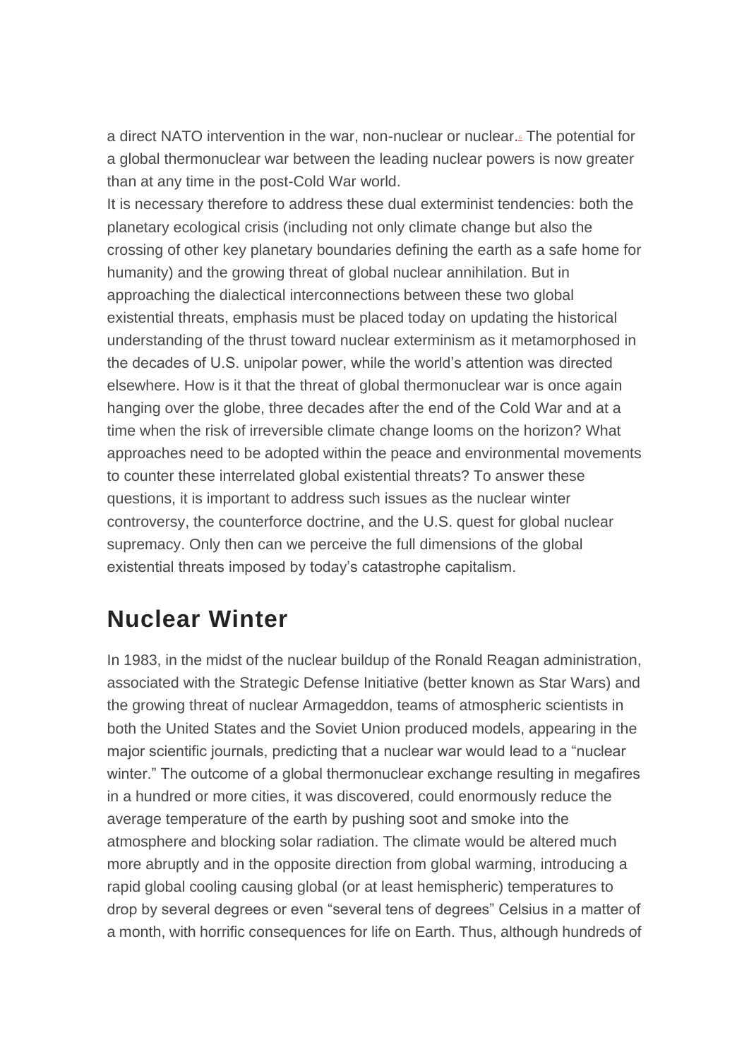a direct NATO intervention in the war, non-nuclear or nuclear.[6] The potential for a global thermonuclear war between the leading nuclear powers is now greater than at any time in the post-Cold War world.

It is necessary therefore to address these dual exterminist tendencies: both the planetary ecological crisis (including not only climate change but also the crossing of other key planetary boundaries defining the earth as a safe home for humanity) and the growing threat of global nuclear annihilation. But in approaching the dialectical interconnections between these two global existential threats, emphasis must be placed today on updating the historical understanding of the thrust toward nuclear exterminism as it metamorphosed in the decades of U.S. unipolar power, while the world's attention was directed elsewhere. How is it that the threat of global thermonuclear war is once again hanging over the globe, three decades after the end of the Cold War and at a time when the risk of irreversible climate change looms on the horizon? What approaches need to be adopted within the peace and environmental movements to counter these interrelated global existential threats? To answer these questions, it is important to address such issues as the nuclear winter controversy, the counterforce doctrine, and the U.S. quest for global nuclear supremacy. Only then can we perceive the full dimensions of the global existential threats imposed by today's catastrophe capitalism.

## Nuclear Winter

In 1983, in the midst of the nuclear buildup of the Ronald Reagan administration, associated with the Strategic Defense Initiative (better known as Star Wars) and the growing threat of nuclear Armageddon, teams of atmospheric scientists in both the United States and the Soviet Union produced models, appearing in the major scientific journals, predicting that a nuclear war would lead to a "nuclear winter." The outcome of a global thermonuclear exchange resulting in megafires in a hundred or more cities, it was discovered, could enormously reduce the average temperature of the earth by pushing soot and smoke into the atmosphere and blocking solar radiation. The climate would be altered much more abruptly and in the opposite direction from global warming, introducing a rapid global cooling causing global (or at least hemispheric) temperatures to drop by several degrees or even "several tens of degrees" Celsius in a matter of a month, with horrific consequences for life on Earth. Thus, although hundreds of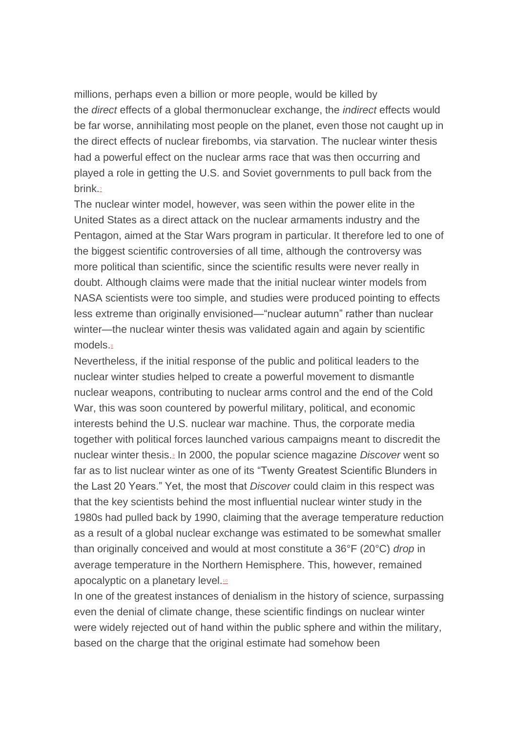millions, perhaps even a billion or more people, would be killed by the *direct* effects of a global thermonuclear exchange, the *indirect* effects would be far worse, annihilating most people on the planet, even those not caught up in the direct effects of nuclear firebombs, via starvation. The nuclear winter thesis had a powerful effect on the nuclear arms race that was then occurring and played a role in getting the U.S. and Soviet governments to pull back from the brink.[7]

The nuclear winter model, however, was seen within the power elite in the United States as a direct attack on the nuclear armaments industry and the Pentagon, aimed at the Star Wars program in particular. It therefore led to one of the biggest scientific controversies of all time, although the controversy was more political than scientific, since the scientific results were never really in doubt. Although claims were made that the initial nuclear winter models from NASA scientists were too simple, and studies were produced pointing to effects less extreme than originally envisioned—"nuclear autumn" rather than nuclear winter—the nuclear winter thesis was validated again and again by scientific models.[8]

Nevertheless, if the initial response of the public and political leaders to the nuclear winter studies helped to create a powerful movement to dismantle nuclear weapons, contributing to nuclear arms control and the end of the Cold War, this was soon countered by powerful military, political, and economic interests behind the U.S. nuclear war machine. Thus, the corporate media together with political forces launched various campaigns meant to discredit the nuclear winter thesis.[9] In 2000, the popular science magazine *Discover* went so far as to list nuclear winter as one of its "Twenty Greatest Scientific Blunders in the Last 20 Years." Yet, the most that *Discover* could claim in this respect was that the key scientists behind the most influential nuclear winter study in the 1980s had pulled back by 1990, claiming that the average temperature reduction as a result of a global nuclear exchange was estimated to be somewhat smaller than originally conceived and would at most constitute a 36°F (20°C) *drop* in average temperature in the Northern Hemisphere. This, however, remained apocalyptic on a planetary level.[10]

In one of the greatest instances of denialism in the history of science, surpassing even the denial of climate change, these scientific findings on nuclear winter were widely rejected out of hand within the public sphere and within the military, based on the charge that the original estimate had somehow been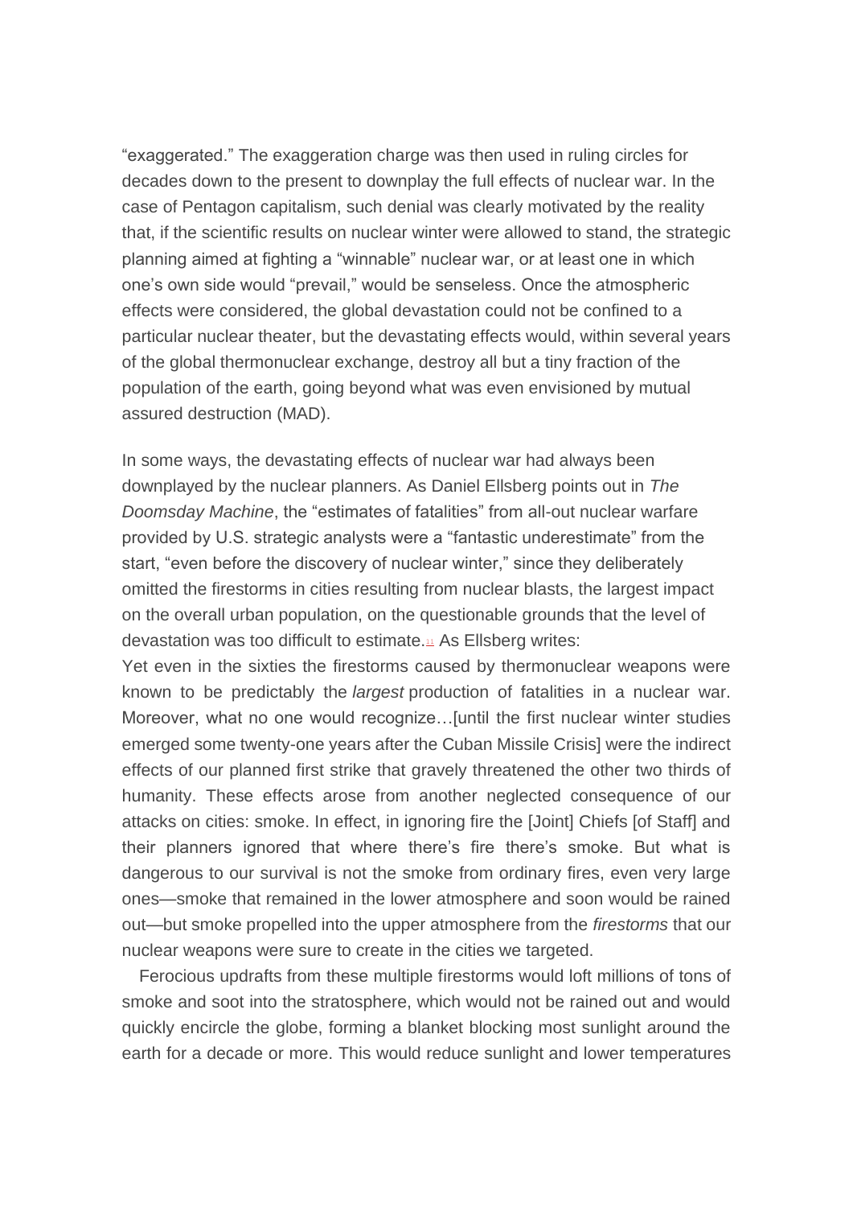"exaggerated." The exaggeration charge was then used in ruling circles for decades down to the present to downplay the full effects of nuclear war. In the case of Pentagon capitalism, such denial was clearly motivated by the reality that, if the scientific results on nuclear winter were allowed to stand, the strategic planning aimed at fighting a "winnable" nuclear war, or at least one in which one's own side would "prevail," would be senseless. Once the atmospheric effects were considered, the global devastation could not be confined to a particular nuclear theater, but the devastating effects would, within several years of the global thermonuclear exchange, destroy all but a tiny fraction of the population of the earth, going beyond what was even envisioned by mutual assured destruction (MAD).

In some ways, the devastating effects of nuclear war had always been downplayed by the nuclear planners. As Daniel Ellsberg points out in *The Doomsday Machine*, the "estimates of fatalities" from all-out nuclear warfare provided by U.S. strategic analysts were a "fantastic underestimate" from the start, "even before the discovery of nuclear winter," since they deliberately omitted the firestorms in cities resulting from nuclear blasts, the largest impact on the overall urban population, on the questionable grounds that the level of devastation was too difficult to estimate.[11] As Ellsberg writes:

Yet even in the sixties the firestorms caused by thermonuclear weapons were known to be predictably the *largest* production of fatalities in a nuclear war. Moreover, what no one would recognize…[until the first nuclear winter studies emerged some twenty-one years after the Cuban Missile Crisis] were the indirect effects of our planned first strike that gravely threatened the other two thirds of humanity. These effects arose from another neglected consequence of our attacks on cities: smoke. In effect, in ignoring fire the [Joint] Chiefs [of Staff] and their planners ignored that where there's fire there's smoke. But what is dangerous to our survival is not the smoke from ordinary fires, even very large ones—smoke that remained in the lower atmosphere and soon would be rained out—but smoke propelled into the upper atmosphere from the *firestorms* that our nuclear weapons were sure to create in the cities we targeted.

Ferocious updrafts from these multiple firestorms would loft millions of tons of smoke and soot into the stratosphere, which would not be rained out and would quickly encircle the globe, forming a blanket blocking most sunlight around the earth for a decade or more. This would reduce sunlight and lower temperatures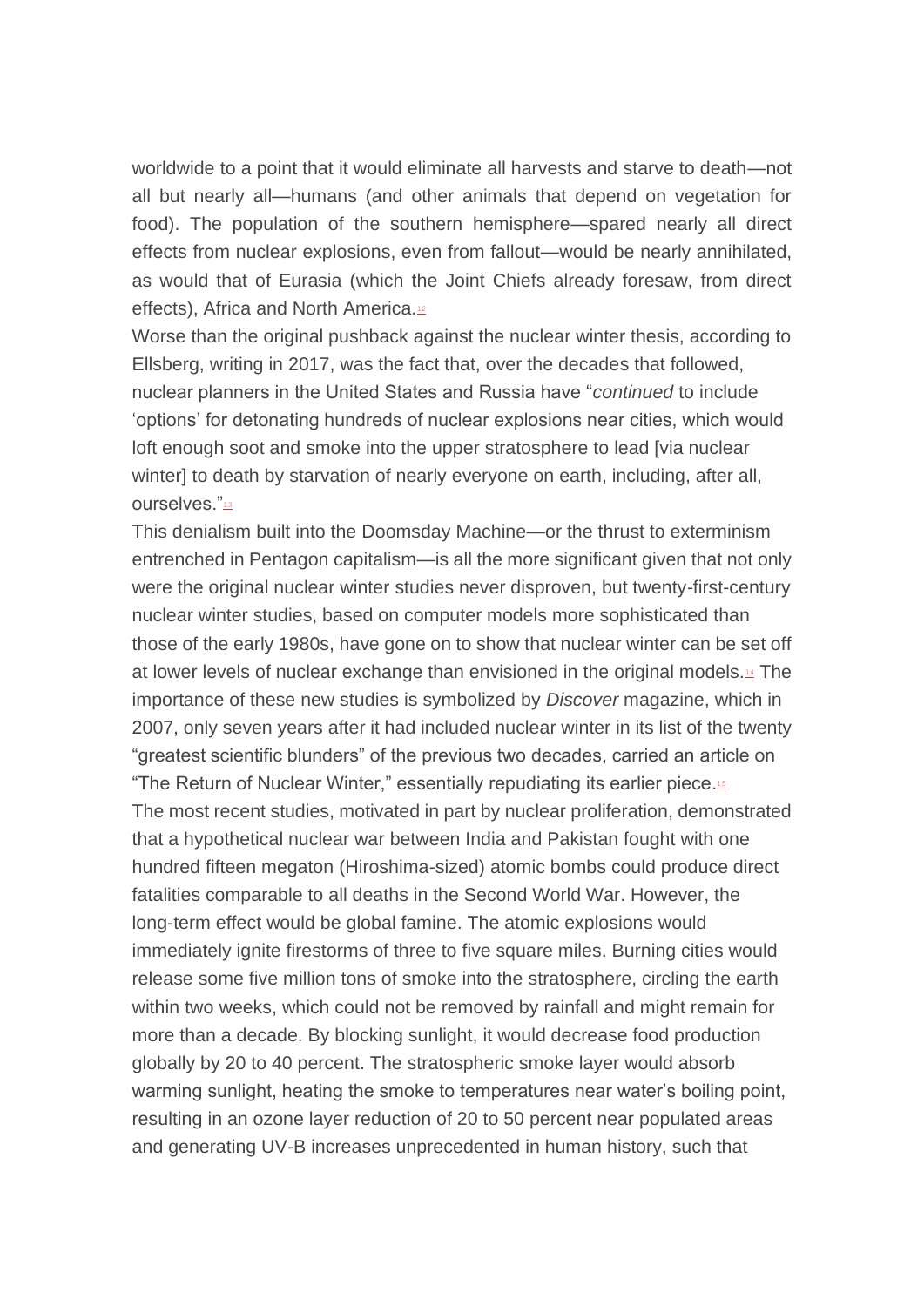worldwide to a point that it would eliminate all harvests and starve to death—not all but nearly all—humans (and other animals that depend on vegetation for food). The population of the southern hemisphere—spared nearly all direct effects from nuclear explosions, even from fallout—would be nearly annihilated, as would that of Eurasia (which the Joint Chiefs already foresaw, from direct effects), Africa and North America.[12]

Worse than the original pushback against the nuclear winter thesis, according to Ellsberg, writing in 2017, was the fact that, over the decades that followed, nuclear planners in the United States and Russia have "*continued* to include 'options' for detonating hundreds of nuclear explosions near cities, which would loft enough soot and smoke into the upper stratosphere to lead [via nuclear winter] to death by starvation of nearly everyone on earth, including, after all, ourselves."[13]

This denialism built into the Doomsday Machine—or the thrust to exterminism entrenched in Pentagon capitalism—is all the more significant given that not only were the original nuclear winter studies never disproven, but twenty-first-century nuclear winter studies, based on computer models more sophisticated than those of the early 1980s, have gone on to show that nuclear winter can be set off at lower levels of nuclear exchange than envisioned in the original models.[14] The importance of these new studies is symbolized by *Discover* magazine, which in 2007, only seven years after it had included nuclear winter in its list of the twenty "greatest scientific blunders" of the previous two decades, carried an article on "The Return of Nuclear Winter," essentially repudiating its earlier piece.[15]

The most recent studies, motivated in part by nuclear proliferation, demonstrated that a hypothetical nuclear war between India and Pakistan fought with one hundred fifteen megaton (Hiroshima-sized) atomic bombs could produce direct fatalities comparable to all deaths in the Second World War. However, the long-term effect would be global famine. The atomic explosions would immediately ignite firestorms of three to five square miles. Burning cities would release some five million tons of smoke into the stratosphere, circling the earth within two weeks, which could not be removed by rainfall and might remain for more than a decade. By blocking sunlight, it would decrease food production globally by 20 to 40 percent. The stratospheric smoke layer would absorb warming sunlight, heating the smoke to temperatures near water's boiling point, resulting in an ozone layer reduction of 20 to 50 percent near populated areas and generating UV-B increases unprecedented in human history, such that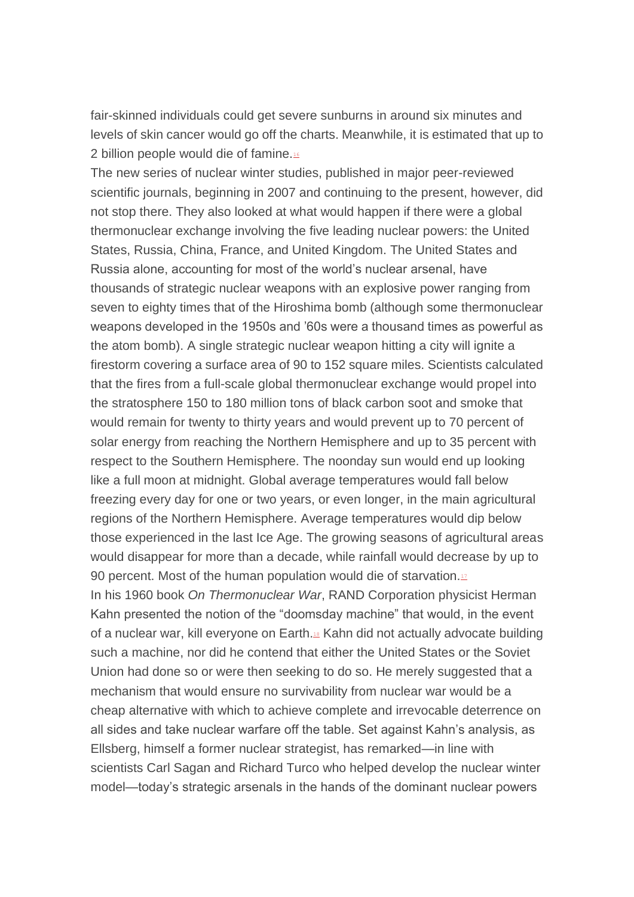fair-skinned individuals could get severe sunburns in around six minutes and levels of skin cancer would go off the charts. Meanwhile, it is estimated that up to 2 billion people would die of famine.[16]

The new series of nuclear winter studies, published in major peer-reviewed scientific journals, beginning in 2007 and continuing to the present, however, did not stop there. They also looked at what would happen if there were a global thermonuclear exchange involving the five leading nuclear powers: the United States, Russia, China, France, and United Kingdom. The United States and Russia alone, accounting for most of the world's nuclear arsenal, have thousands of strategic nuclear weapons with an explosive power ranging from seven to eighty times that of the Hiroshima bomb (although some thermonuclear weapons developed in the 1950s and '60s were a thousand times as powerful as the atom bomb). A single strategic nuclear weapon hitting a city will ignite a firestorm covering a surface area of 90 to 152 square miles. Scientists calculated that the fires from a full-scale global thermonuclear exchange would propel into the stratosphere 150 to 180 million tons of black carbon soot and smoke that would remain for twenty to thirty years and would prevent up to 70 percent of solar energy from reaching the Northern Hemisphere and up to 35 percent with respect to the Southern Hemisphere. The noonday sun would end up looking like a full moon at midnight. Global average temperatures would fall below freezing every day for one or two years, or even longer, in the main agricultural regions of the Northern Hemisphere. Average temperatures would dip below those experienced in the last Ice Age. The growing seasons of agricultural areas would disappear for more than a decade, while rainfall would decrease by up to 90 percent. Most of the human population would die of starvation.[17]

In his 1960 book *On Thermonuclear War*, RAND Corporation physicist Herman Kahn presented the notion of the "doomsday machine" that would, in the event of a nuclear war, kill everyone on Earth.[18] Kahn did not actually advocate building such a machine, nor did he contend that either the United States or the Soviet Union had done so or were then seeking to do so. He merely suggested that a mechanism that would ensure no survivability from nuclear war would be a cheap alternative with which to achieve complete and irrevocable deterrence on all sides and take nuclear warfare off the table. Set against Kahn's analysis, as Ellsberg, himself a former nuclear strategist, has remarked—in line with scientists Carl Sagan and Richard Turco who helped develop the nuclear winter model—today's strategic arsenals in the hands of the dominant nuclear powers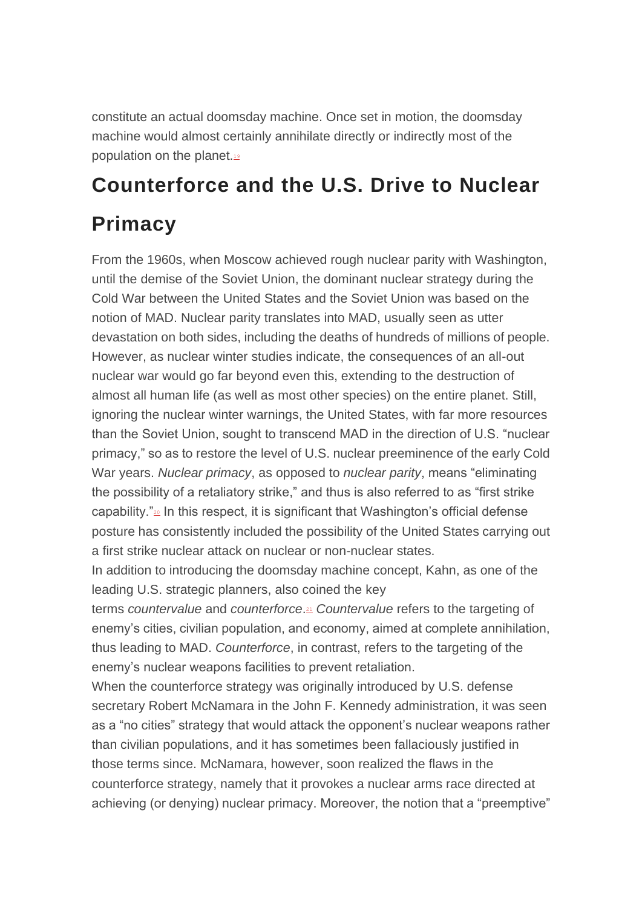constitute an actual doomsday machine. Once set in motion, the doomsday machine would almost certainly annihilate directly or indirectly most of the population on the planet.[19]

## Counterforce and the U.S. Drive to Nuclear Primacy

From the 1960s, when Moscow achieved rough nuclear parity with Washington, until the demise of the Soviet Union, the dominant nuclear strategy during the Cold War between the United States and the Soviet Union was based on the notion of MAD. Nuclear parity translates into MAD, usually seen as utter devastation on both sides, including the deaths of hundreds of millions of people. However, as nuclear winter studies indicate, the consequences of an all-out nuclear war would go far beyond even this, extending to the destruction of almost all human life (as well as most other species) on the entire planet. Still, ignoring the nuclear winter warnings, the United States, with far more resources than the Soviet Union, sought to transcend MAD in the direction of U.S. "nuclear primacy," so as to restore the level of U.S. nuclear preeminence of the early Cold War years. *Nuclear primacy*, as opposed to *nuclear parity*, means "eliminating the possibility of a retaliatory strike," and thus is also referred to as "first strike capability."[20] In this respect, it is significant that Washington's official defense posture has consistently included the possibility of the United States carrying out a first strike nuclear attack on nuclear or non-nuclear states.

In addition to introducing the doomsday machine concept, Kahn, as one of the leading U.S. strategic planners, also coined the key terms *countervalue* and *counterforce*.[21] *Countervalue* refers to the targeting of enemy's cities, civilian population, and economy, aimed at complete annihilation, thus leading to MAD. *Counterforce*, in contrast, refers to the targeting of the enemy's nuclear weapons facilities to prevent retaliation.

When the counterforce strategy was originally introduced by U.S. defense secretary Robert McNamara in the John F. Kennedy administration, it was seen as a "no cities" strategy that would attack the opponent's nuclear weapons rather than civilian populations, and it has sometimes been fallaciously justified in those terms since. McNamara, however, soon realized the flaws in the counterforce strategy, namely that it provokes a nuclear arms race directed at achieving (or denying) nuclear primacy. Moreover, the notion that a "preemptive"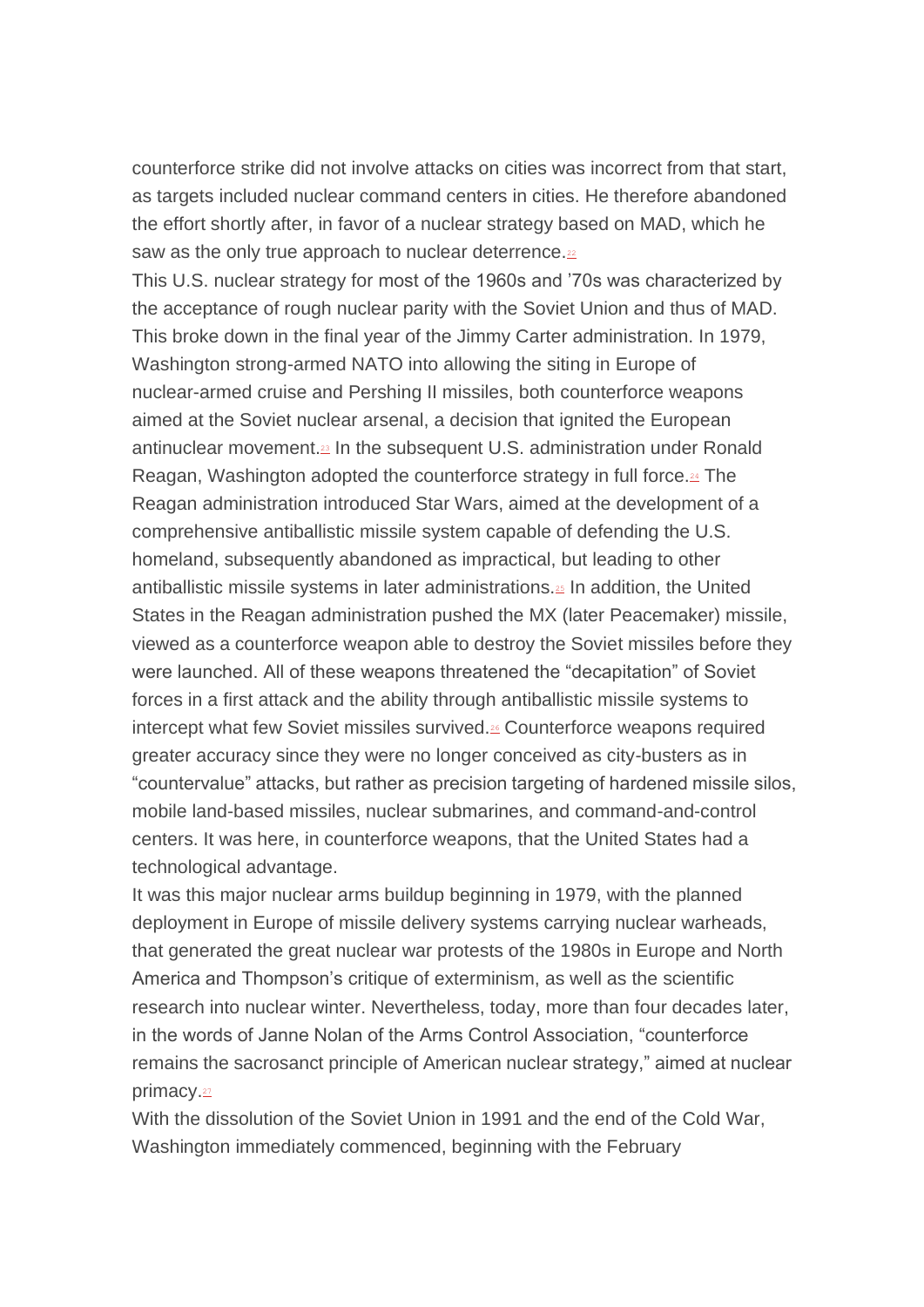counterforce strike did not involve attacks on cities was incorrect from that start, as targets included nuclear command centers in cities. He therefore abandoned the effort shortly after, in favor of a nuclear strategy based on MAD, which he saw as the only true approach to nuclear deterrence.[22]

This U.S. nuclear strategy for most of the 1960s and '70s was characterized by the acceptance of rough nuclear parity with the Soviet Union and thus of MAD. This broke down in the final year of the Jimmy Carter administration. In 1979, Washington strong-armed NATO into allowing the siting in Europe of nuclear-armed cruise and Pershing II missiles, both counterforce weapons aimed at the Soviet nuclear arsenal, a decision that ignited the European antinuclear movement.[23] In the subsequent U.S. administration under Ronald Reagan, Washington adopted the counterforce strategy in full force.[24] The Reagan administration introduced Star Wars, aimed at the development of a comprehensive antiballistic missile system capable of defending the U.S. homeland, subsequently abandoned as impractical, but leading to other antiballistic missile systems in later administrations.[25] In addition, the United States in the Reagan administration pushed the MX (later Peacemaker) missile, viewed as a counterforce weapon able to destroy the Soviet missiles before they were launched. All of these weapons threatened the "decapitation" of Soviet forces in a first attack and the ability through antiballistic missile systems to intercept what few Soviet missiles survived.[26] Counterforce weapons required greater accuracy since they were no longer conceived as city-busters as in "countervalue" attacks, but rather as precision targeting of hardened missile silos, mobile land-based missiles, nuclear submarines, and command-and-control centers. It was here, in counterforce weapons, that the United States had a technological advantage.

It was this major nuclear arms buildup beginning in 1979, with the planned deployment in Europe of missile delivery systems carrying nuclear warheads, that generated the great nuclear war protests of the 1980s in Europe and North America and Thompson's critique of exterminism, as well as the scientific research into nuclear winter. Nevertheless, today, more than four decades later, in the words of Janne Nolan of the Arms Control Association, "counterforce remains the sacrosanct principle of American nuclear strategy," aimed at nuclear primacy.[27]

With the dissolution of the Soviet Union in 1991 and the end of the Cold War, Washington immediately commenced, beginning with the February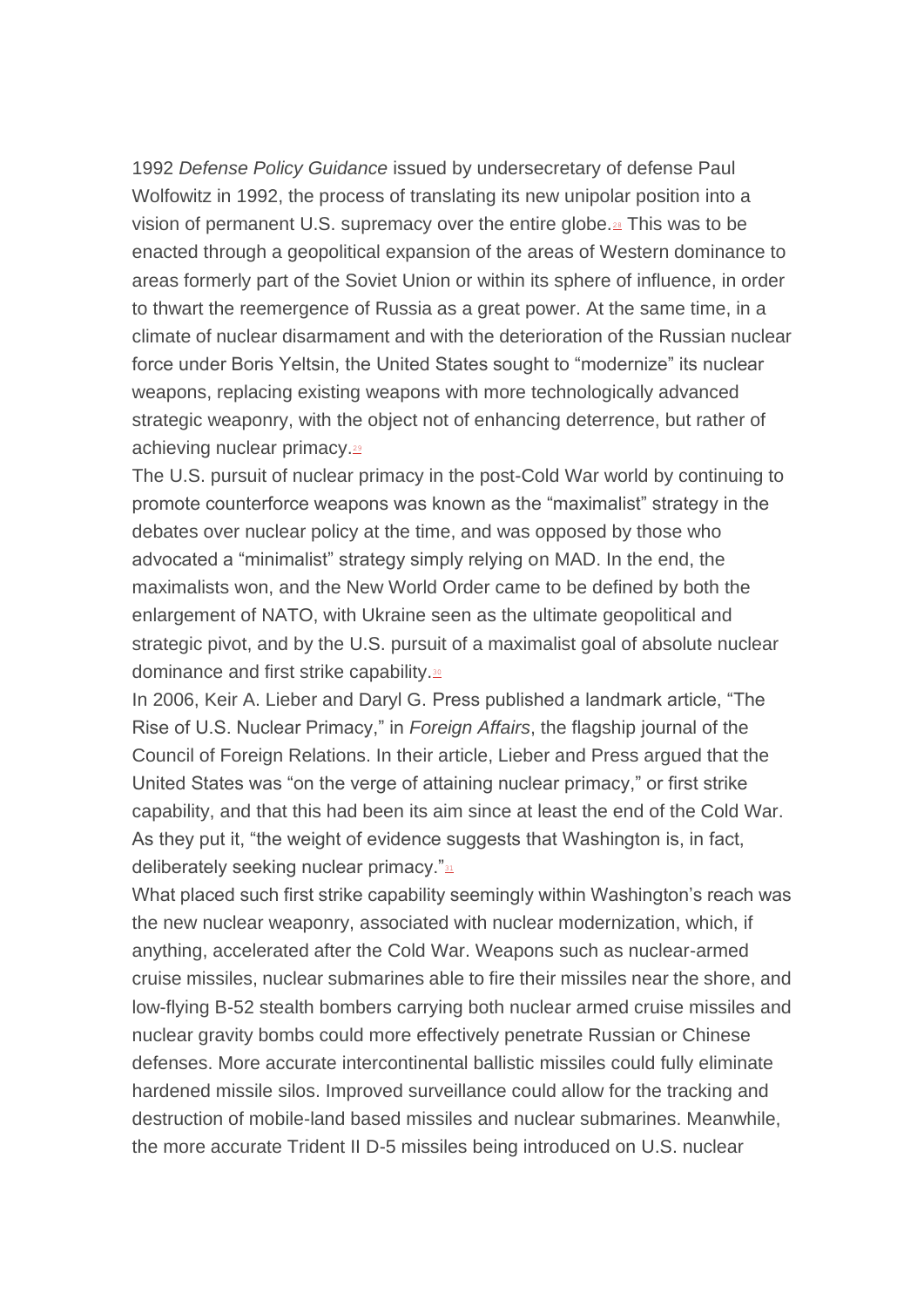1992 *Defense Policy Guidance* issued by undersecretary of defense Paul Wolfowitz in 1992, the process of translating its new unipolar position into a vision of permanent U.S. supremacy over the entire globe.[28] This was to be enacted through a geopolitical expansion of the areas of Western dominance to areas formerly part of the Soviet Union or within its sphere of influence, in order to thwart the reemergence of Russia as a great power. At the same time, in a climate of nuclear disarmament and with the deterioration of the Russian nuclear force under Boris Yeltsin, the United States sought to "modernize" its nuclear weapons, replacing existing weapons with more technologically advanced strategic weaponry, with the object not of enhancing deterrence, but rather of achieving nuclear primacy.[29]

The U.S. pursuit of nuclear primacy in the post-Cold War world by continuing to promote counterforce weapons was known as the "maximalist" strategy in the debates over nuclear policy at the time, and was opposed by those who advocated a "minimalist" strategy simply relying on MAD. In the end, the maximalists won, and the New World Order came to be defined by both the enlargement of NATO, with Ukraine seen as the ultimate geopolitical and strategic pivot, and by the U.S. pursuit of a maximalist goal of absolute nuclear dominance and first strike capability.[30]

In 2006, Keir A. Lieber and Daryl G. Press published a landmark article, "The Rise of U.S. Nuclear Primacy," in *Foreign Affairs*, the flagship journal of the Council of Foreign Relations. In their article, Lieber and Press argued that the United States was "on the verge of attaining nuclear primacy," or first strike capability, and that this had been its aim since at least the end of the Cold War. As they put it, "the weight of evidence suggests that Washington is, in fact, deliberately seeking nuclear primacy."[31]

What placed such first strike capability seemingly within Washington's reach was the new nuclear weaponry, associated with nuclear modernization, which, if anything, accelerated after the Cold War. Weapons such as nuclear-armed cruise missiles, nuclear submarines able to fire their missiles near the shore, and low-flying B-52 stealth bombers carrying both nuclear armed cruise missiles and nuclear gravity bombs could more effectively penetrate Russian or Chinese defenses. More accurate intercontinental ballistic missiles could fully eliminate hardened missile silos. Improved surveillance could allow for the tracking and destruction of mobile-land based missiles and nuclear submarines. Meanwhile, the more accurate Trident II D-5 missiles being introduced on U.S. nuclear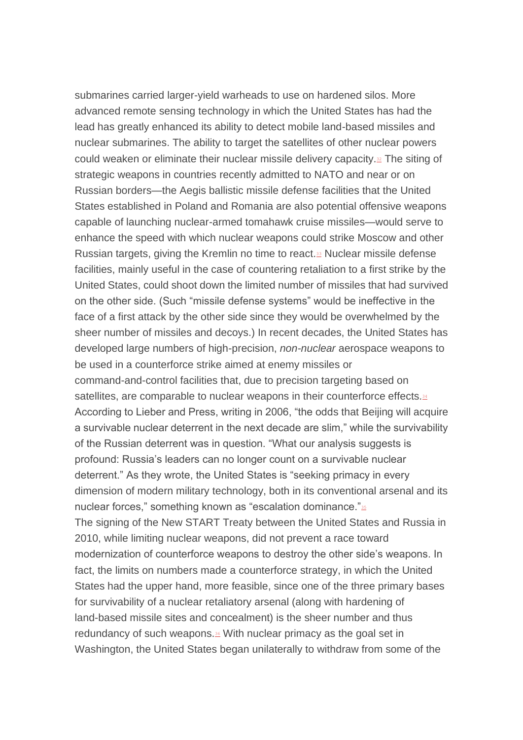submarines carried larger-yield warheads to use on hardened silos. More advanced remote sensing technology in which the United States has had the lead has greatly enhanced its ability to detect mobile land-based missiles and nuclear submarines. The ability to target the satellites of other nuclear powers could weaken or eliminate their nuclear missile delivery capacity.[32] The siting of strategic weapons in countries recently admitted to NATO and near or on Russian borders—the Aegis ballistic missile defense facilities that the United States established in Poland and Romania are also potential offensive weapons capable of launching nuclear-armed tomahawk cruise missiles—would serve to enhance the speed with which nuclear weapons could strike Moscow and other Russian targets, giving the Kremlin no time to react.[33] Nuclear missile defense facilities, mainly useful in the case of countering retaliation to a first strike by the United States, could shoot down the limited number of missiles that had survived on the other side. (Such "missile defense systems" would be ineffective in the face of a first attack by the other side since they would be overwhelmed by the sheer number of missiles and decoys.) In recent decades, the United States has developed large numbers of high-precision, *non-nuclear* aerospace weapons to be used in a counterforce strike aimed at enemy missiles or command-and-control facilities that, due to precision targeting based on satellites, are comparable to nuclear weapons in their counterforce effects.[34] According to Lieber and Press, writing in 2006, "the odds that Beijing will acquire a survivable nuclear deterrent in the next decade are slim," while the survivability of the Russian deterrent was in question. "What our analysis suggests is profound: Russia's leaders can no longer count on a survivable nuclear deterrent." As they wrote, the United States is "seeking primacy in every dimension of modern military technology, both in its conventional arsenal and its nuclear forces," something known as "escalation dominance."[35]

The signing of the New START Treaty between the United States and Russia in 2010, while limiting nuclear weapons, did not prevent a race toward modernization of counterforce weapons to destroy the other side's weapons. In fact, the limits on numbers made a counterforce strategy, in which the United States had the upper hand, more feasible, since one of the three primary bases for survivability of a nuclear retaliatory arsenal (along with hardening of land-based missile sites and concealment) is the sheer number and thus redundancy of such weapons.[36] With nuclear primacy as the goal set in Washington, the United States began unilaterally to withdraw from some of the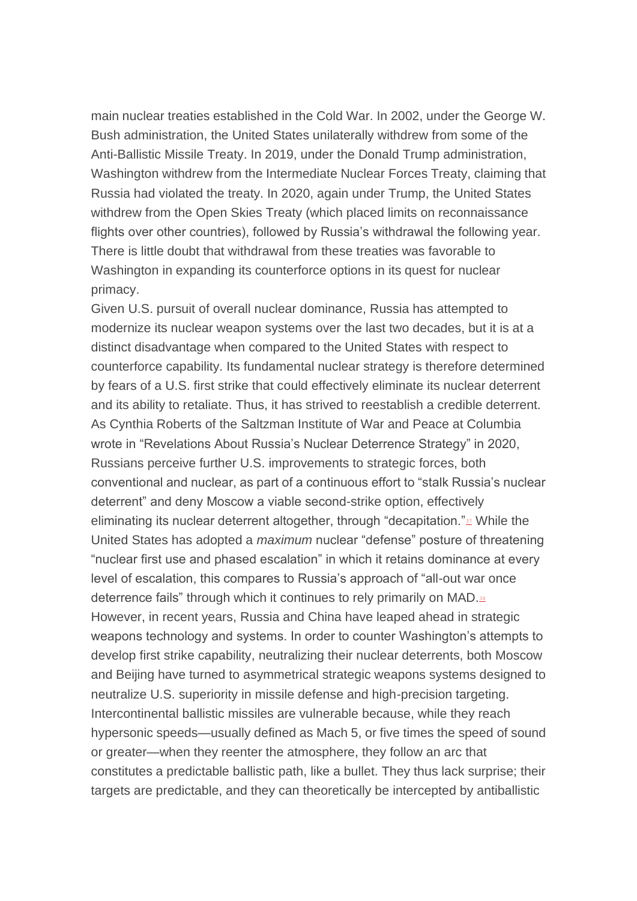main nuclear treaties established in the Cold War. In 2002, under the George W. Bush administration, the United States unilaterally withdrew from some of the Anti-Ballistic Missile Treaty. In 2019, under the Donald Trump administration, Washington withdrew from the Intermediate Nuclear Forces Treaty, claiming that Russia had violated the treaty. In 2020, again under Trump, the United States withdrew from the Open Skies Treaty (which placed limits on reconnaissance flights over other countries), followed by Russia's withdrawal the following year. There is little doubt that withdrawal from these treaties was favorable to Washington in expanding its counterforce options in its quest for nuclear primacy.

Given U.S. pursuit of overall nuclear dominance, Russia has attempted to modernize its nuclear weapon systems over the last two decades, but it is at a distinct disadvantage when compared to the United States with respect to counterforce capability. Its fundamental nuclear strategy is therefore determined by fears of a U.S. first strike that could effectively eliminate its nuclear deterrent and its ability to retaliate. Thus, it has strived to reestablish a credible deterrent. As Cynthia Roberts of the Saltzman Institute of War and Peace at Columbia wrote in "Revelations About Russia's Nuclear Deterrence Strategy" in 2020, Russians perceive further U.S. improvements to strategic forces, both conventional and nuclear, as part of a continuous effort to "stalk Russia's nuclear deterrent" and deny Moscow a viable second-strike option, effectively eliminating its nuclear deterrent altogether, through "decapitation."[37] While the United States has adopted a *maximum* nuclear "defense" posture of threatening "nuclear first use and phased escalation" in which it retains dominance at every level of escalation, this compares to Russia's approach of "all-out war once deterrence fails" through which it continues to rely primarily on MAD.[38]

However, in recent years, Russia and China have leaped ahead in strategic weapons technology and systems. In order to counter Washington's attempts to develop first strike capability, neutralizing their nuclear deterrents, both Moscow and Beijing have turned to asymmetrical strategic weapons systems designed to neutralize U.S. superiority in missile defense and high-precision targeting. Intercontinental ballistic missiles are vulnerable because, while they reach hypersonic speeds—usually defined as Mach 5, or five times the speed of sound or greater—when they reenter the atmosphere, they follow an arc that constitutes a predictable ballistic path, like a bullet. They thus lack surprise; their targets are predictable, and they can theoretically be intercepted by antiballistic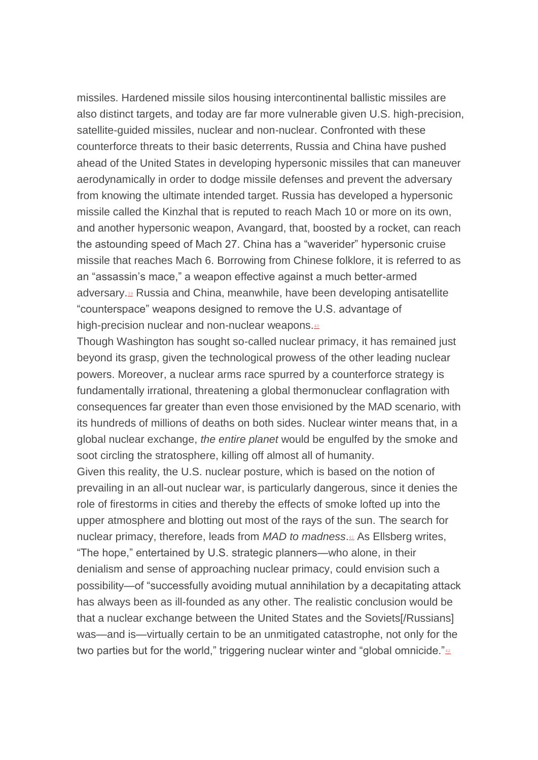missiles. Hardened missile silos housing intercontinental ballistic missiles are also distinct targets, and today are far more vulnerable given U.S. high-precision, satellite-guided missiles, nuclear and non-nuclear. Confronted with these counterforce threats to their basic deterrents, Russia and China have pushed ahead of the United States in developing hypersonic missiles that can maneuver aerodynamically in order to dodge missile defenses and prevent the adversary from knowing the ultimate intended target. Russia has developed a hypersonic missile called the Kinzhal that is reputed to reach Mach 10 or more on its own, and another hypersonic weapon, Avangard, that, boosted by a rocket, can reach the astounding speed of Mach 27. China has a "waverider" hypersonic cruise missile that reaches Mach 6. Borrowing from Chinese folklore, it is referred to as an "assassin's mace," a weapon effective against a much better-armed adversary.[39] Russia and China, meanwhile, have been developing antisatellite "counterspace" weapons designed to remove the U.S. advantage of high-precision nuclear and non-nuclear weapons.[40]

Though Washington has sought so-called nuclear primacy, it has remained just beyond its grasp, given the technological prowess of the other leading nuclear powers. Moreover, a nuclear arms race spurred by a counterforce strategy is fundamentally irrational, threatening a global thermonuclear conflagration with consequences far greater than even those envisioned by the MAD scenario, with its hundreds of millions of deaths on both sides. Nuclear winter means that, in a global nuclear exchange, *the entire planet* would be engulfed by the smoke and soot circling the stratosphere, killing off almost all of humanity.

Given this reality, the U.S. nuclear posture, which is based on the notion of prevailing in an all-out nuclear war, is particularly dangerous, since it denies the role of firestorms in cities and thereby the effects of smoke lofted up into the upper atmosphere and blotting out most of the rays of the sun. The search for nuclear primacy, therefore, leads from *MAD to madness*.[41] As Ellsberg writes, "The hope," entertained by U.S. strategic planners—who alone, in their denialism and sense of approaching nuclear primacy, could envision such a possibility—of "successfully avoiding mutual annihilation by a decapitating attack has always been as ill-founded as any other. The realistic conclusion would be that a nuclear exchange between the United States and the Soviets[/Russians] was—and is—virtually certain to be an unmitigated catastrophe, not only for the two parties but for the world," triggering nuclear winter and "global omnicide."[42]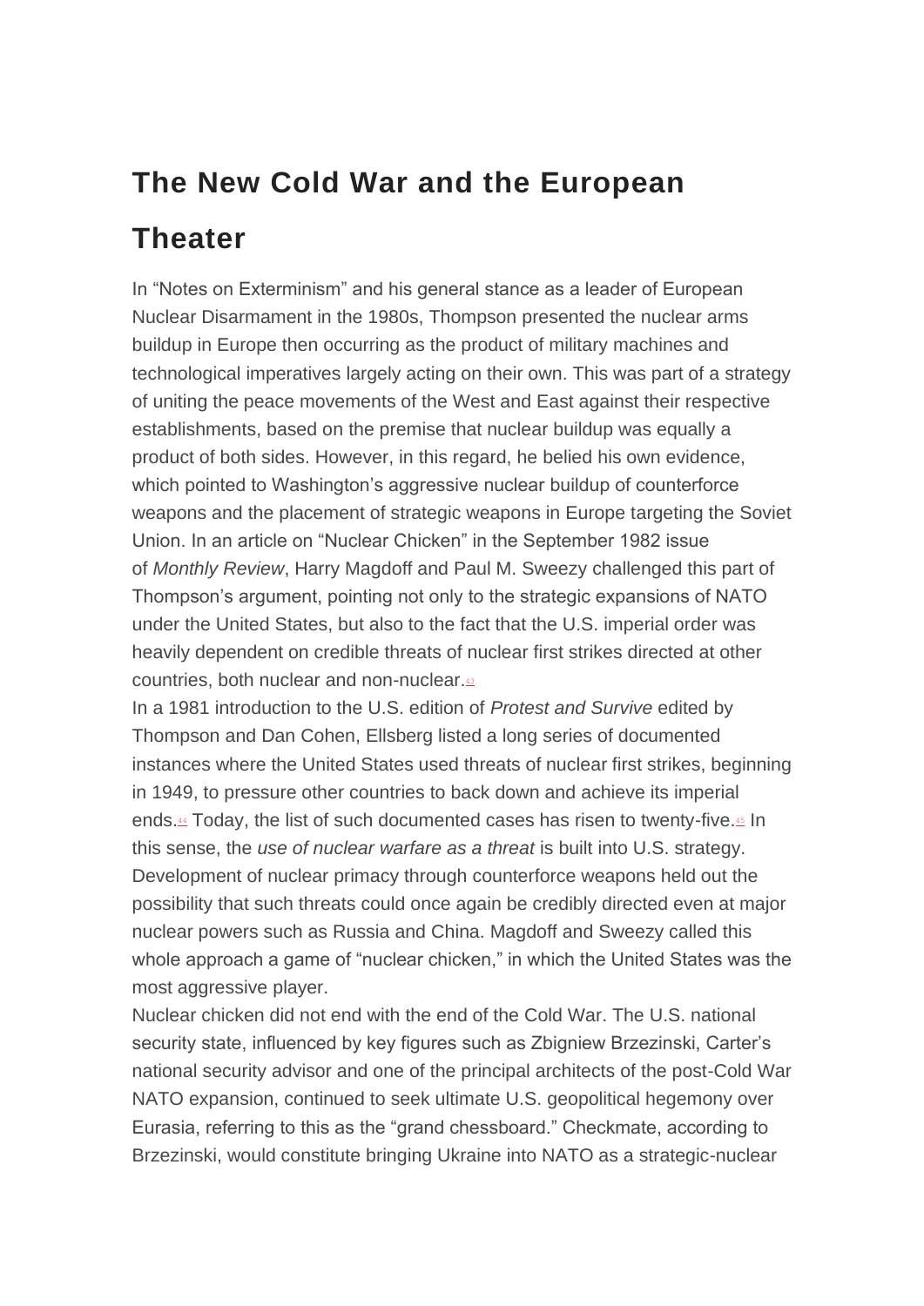## The New Cold War and the European Theater

In "Notes on Exterminism" and his general stance as a leader of European Nuclear Disarmament in the 1980s, Thompson presented the nuclear arms buildup in Europe then occurring as the product of military machines and technological imperatives largely acting on their own. This was part of a strategy of uniting the peace movements of the West and East against their respective establishments, based on the premise that nuclear buildup was equally a product of both sides. However, in this regard, he belied his own evidence, which pointed to Washington's aggressive nuclear buildup of counterforce weapons and the placement of strategic weapons in Europe targeting the Soviet Union. In an article on "Nuclear Chicken" in the September 1982 issue of *Monthly Review*, Harry Magdoff and Paul M. Sweezy challenged this part of Thompson's argument, pointing not only to the strategic expansions of NATO under the United States, but also to the fact that the U.S. imperial order was heavily dependent on credible threats of nuclear first strikes directed at other countries, both nuclear and non-nuclear.[43]

In a 1981 introduction to the U.S. edition of *Protest and Survive* edited by Thompson and Dan Cohen, Ellsberg listed a long series of documented instances where the United States used threats of nuclear first strikes, beginning in 1949, to pressure other countries to back down and achieve its imperial ends.[44] Today, the list of such documented cases has risen to twenty-five.[45] In this sense, the *use of nuclear warfare as a threat* is built into U.S. strategy. Development of nuclear primacy through counterforce weapons held out the possibility that such threats could once again be credibly directed even at major nuclear powers such as Russia and China. Magdoff and Sweezy called this whole approach a game of "nuclear chicken," in which the United States was the most aggressive player.

Nuclear chicken did not end with the end of the Cold War. The U.S. national security state, influenced by key figures such as Zbigniew Brzezinski, Carter's national security advisor and one of the principal architects of the post-Cold War NATO expansion, continued to seek ultimate U.S. geopolitical hegemony over Eurasia, referring to this as the "grand chessboard." Checkmate, according to Brzezinski, would constitute bringing Ukraine into NATO as a strategic-nuclear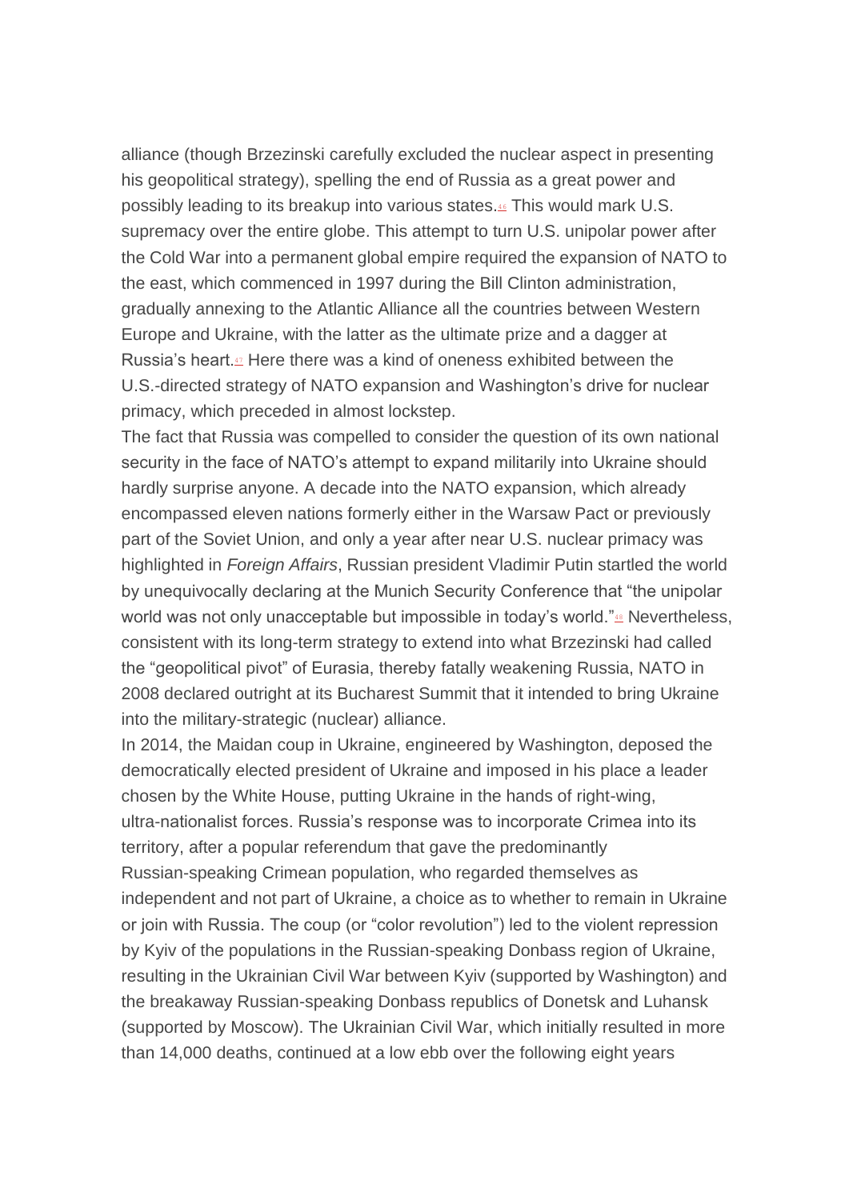alliance (though Brzezinski carefully excluded the nuclear aspect in presenting his geopolitical strategy), spelling the end of Russia as a great power and possibly leading to its breakup into various states.[46] This would mark U.S. supremacy over the entire globe. This attempt to turn U.S. unipolar power after the Cold War into a permanent global empire required the expansion of NATO to the east, which commenced in 1997 during the Bill Clinton administration, gradually annexing to the Atlantic Alliance all the countries between Western Europe and Ukraine, with the latter as the ultimate prize and a dagger at Russia's heart.[47] Here there was a kind of oneness exhibited between the U.S.-directed strategy of NATO expansion and Washington's drive for nuclear primacy, which preceded in almost lockstep.

The fact that Russia was compelled to consider the question of its own national security in the face of NATO's attempt to expand militarily into Ukraine should hardly surprise anyone. A decade into the NATO expansion, which already encompassed eleven nations formerly either in the Warsaw Pact or previously part of the Soviet Union, and only a year after near U.S. nuclear primacy was highlighted in *Foreign Affairs*, Russian president Vladimir Putin startled the world by unequivocally declaring at the Munich Security Conference that "the unipolar world was not only unacceptable but impossible in today's world."[48] Nevertheless, consistent with its long-term strategy to extend into what Brzezinski had called the "geopolitical pivot" of Eurasia, thereby fatally weakening Russia, NATO in 2008 declared outright at its Bucharest Summit that it intended to bring Ukraine into the military-strategic (nuclear) alliance.

In 2014, the Maidan coup in Ukraine, engineered by Washington, deposed the democratically elected president of Ukraine and imposed in his place a leader chosen by the White House, putting Ukraine in the hands of right-wing, ultra-nationalist forces. Russia's response was to incorporate Crimea into its territory, after a popular referendum that gave the predominantly Russian-speaking Crimean population, who regarded themselves as independent and not part of Ukraine, a choice as to whether to remain in Ukraine or join with Russia. The coup (or "color revolution") led to the violent repression by Kyiv of the populations in the Russian-speaking Donbass region of Ukraine, resulting in the Ukrainian Civil War between Kyiv (supported by Washington) and the breakaway Russian-speaking Donbass republics of Donetsk and Luhansk (supported by Moscow). The Ukrainian Civil War, which initially resulted in more than 14,000 deaths, continued at a low ebb over the following eight years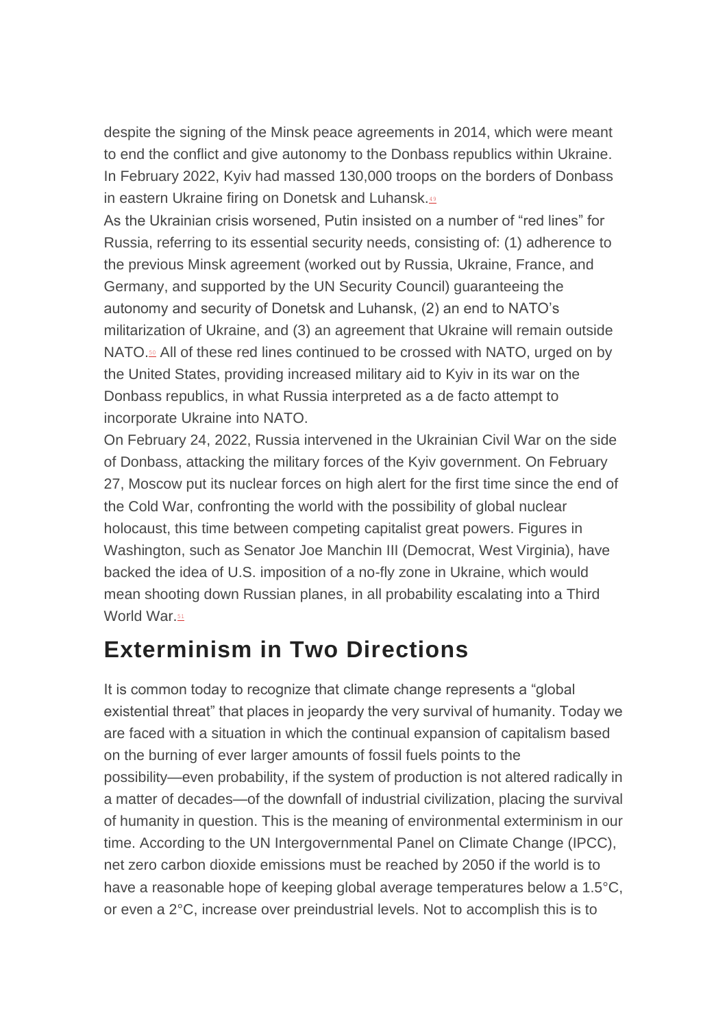despite the signing of the Minsk peace agreements in 2014, which were meant to end the conflict and give autonomy to the Donbass republics within Ukraine. In February 2022, Kyiv had massed 130,000 troops on the borders of Donbass in eastern Ukraine firing on Donetsk and Luhansk.[49]

As the Ukrainian crisis worsened, Putin insisted on a number of "red lines" for Russia, referring to its essential security needs, consisting of: (1) adherence to the previous Minsk agreement (worked out by Russia, Ukraine, France, and Germany, and supported by the UN Security Council) guaranteeing the autonomy and security of Donetsk and Luhansk, (2) an end to NATO's militarization of Ukraine, and (3) an agreement that Ukraine will remain outside NATO.[50] All of these red lines continued to be crossed with NATO, urged on by the United States, providing increased military aid to Kyiv in its war on the Donbass republics, in what Russia interpreted as a de facto attempt to incorporate Ukraine into NATO.

On February 24, 2022, Russia intervened in the Ukrainian Civil War on the side of Donbass, attacking the military forces of the Kyiv government. On February 27, Moscow put its nuclear forces on high alert for the first time since the end of the Cold War, confronting the world with the possibility of global nuclear holocaust, this time between competing capitalist great powers. Figures in Washington, such as Senator Joe Manchin III (Democrat, West Virginia), have backed the idea of U.S. imposition of a no-fly zone in Ukraine, which would mean shooting down Russian planes, in all probability escalating into a Third World War.[51]

## Exterminism in Two Directions

It is common today to recognize that climate change represents a "global existential threat" that places in jeopardy the very survival of humanity. Today we are faced with a situation in which the continual expansion of capitalism based on the burning of ever larger amounts of fossil fuels points to the possibility—even probability, if the system of production is not altered radically in a matter of decades—of the downfall of industrial civilization, placing the survival of humanity in question. This is the meaning of environmental exterminism in our time. According to the UN Intergovernmental Panel on Climate Change (IPCC), net zero carbon dioxide emissions must be reached by 2050 if the world is to have a reasonable hope of keeping global average temperatures below a 1.5°C, or even a 2°C, increase over preindustrial levels. Not to accomplish this is to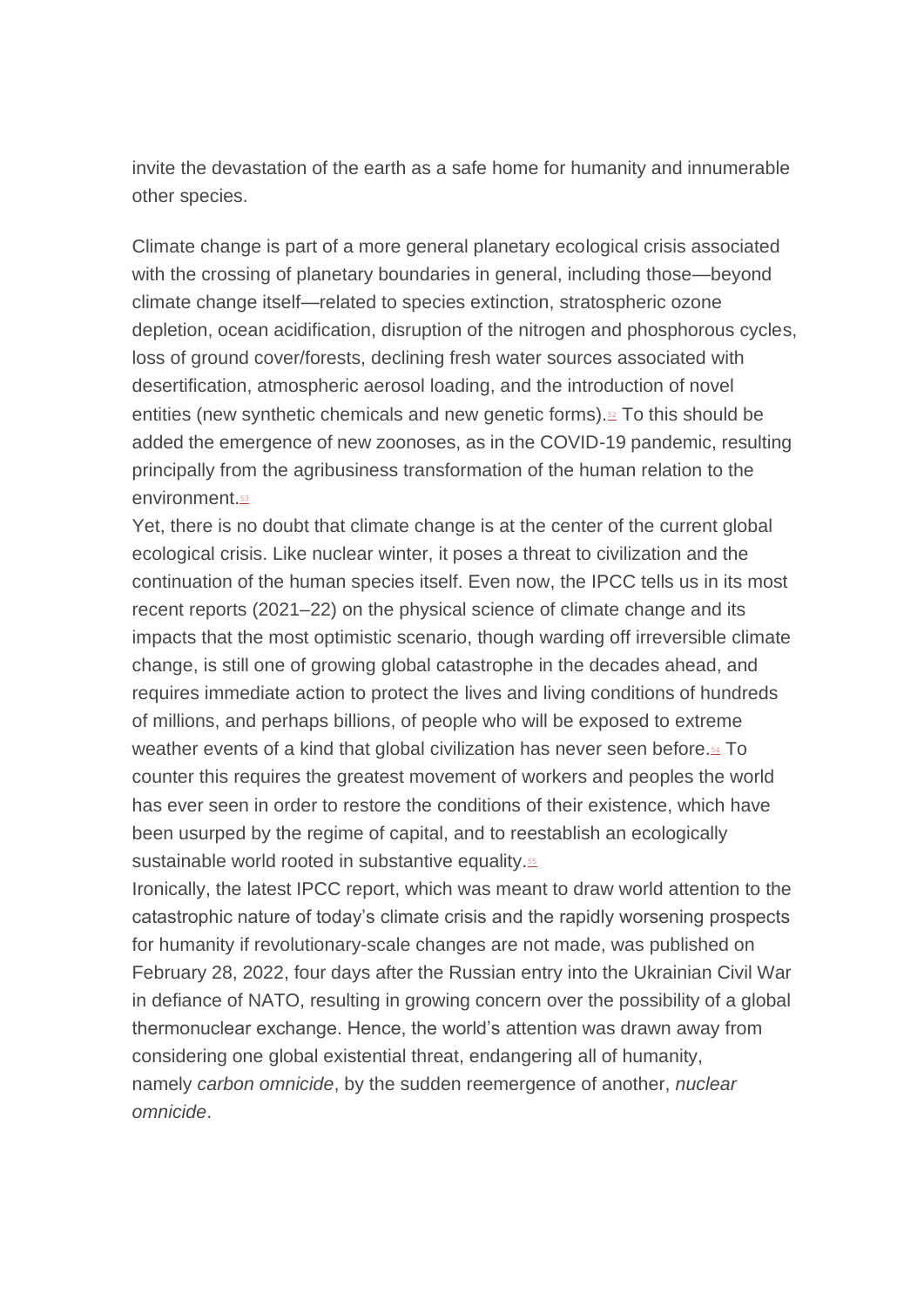invite the devastation of the earth as a safe home for humanity and innumerable other species.

Climate change is part of a more general planetary ecological crisis associated with the crossing of planetary boundaries in general, including those—beyond climate change itself—related to species extinction, stratospheric ozone depletion, ocean acidification, disruption of the nitrogen and phosphorous cycles, loss of ground cover/forests, declining fresh water sources associated with desertification, atmospheric aerosol loading, and the introduction of novel entities (new synthetic chemicals and new genetic forms).[52] To this should be added the emergence of new zoonoses, as in the COVID-19 pandemic, resulting principally from the agribusiness transformation of the human relation to the environment.[53]

Yet, there is no doubt that climate change is at the center of the current global ecological crisis. Like nuclear winter, it poses a threat to civilization and the continuation of the human species itself. Even now, the IPCC tells us in its most recent reports (2021–22) on the physical science of climate change and its impacts that the most optimistic scenario, though warding off irreversible climate change, is still one of growing global catastrophe in the decades ahead, and requires immediate action to protect the lives and living conditions of hundreds of millions, and perhaps billions, of people who will be exposed to extreme weather events of a kind that global civilization has never seen before.[54] To counter this requires the greatest movement of workers and peoples the world has ever seen in order to restore the conditions of their existence, which have been usurped by the regime of capital, and to reestablish an ecologically sustainable world rooted in substantive equality.[55]

Ironically, the latest IPCC report, which was meant to draw world attention to the catastrophic nature of today's climate crisis and the rapidly worsening prospects for humanity if revolutionary-scale changes are not made, was published on February 28, 2022, four days after the Russian entry into the Ukrainian Civil War in defiance of NATO, resulting in growing concern over the possibility of a global thermonuclear exchange. Hence, the world's attention was drawn away from considering one global existential threat, endangering all of humanity, namely *carbon omnicide*, by the sudden reemergence of another, *nuclear omnicide*.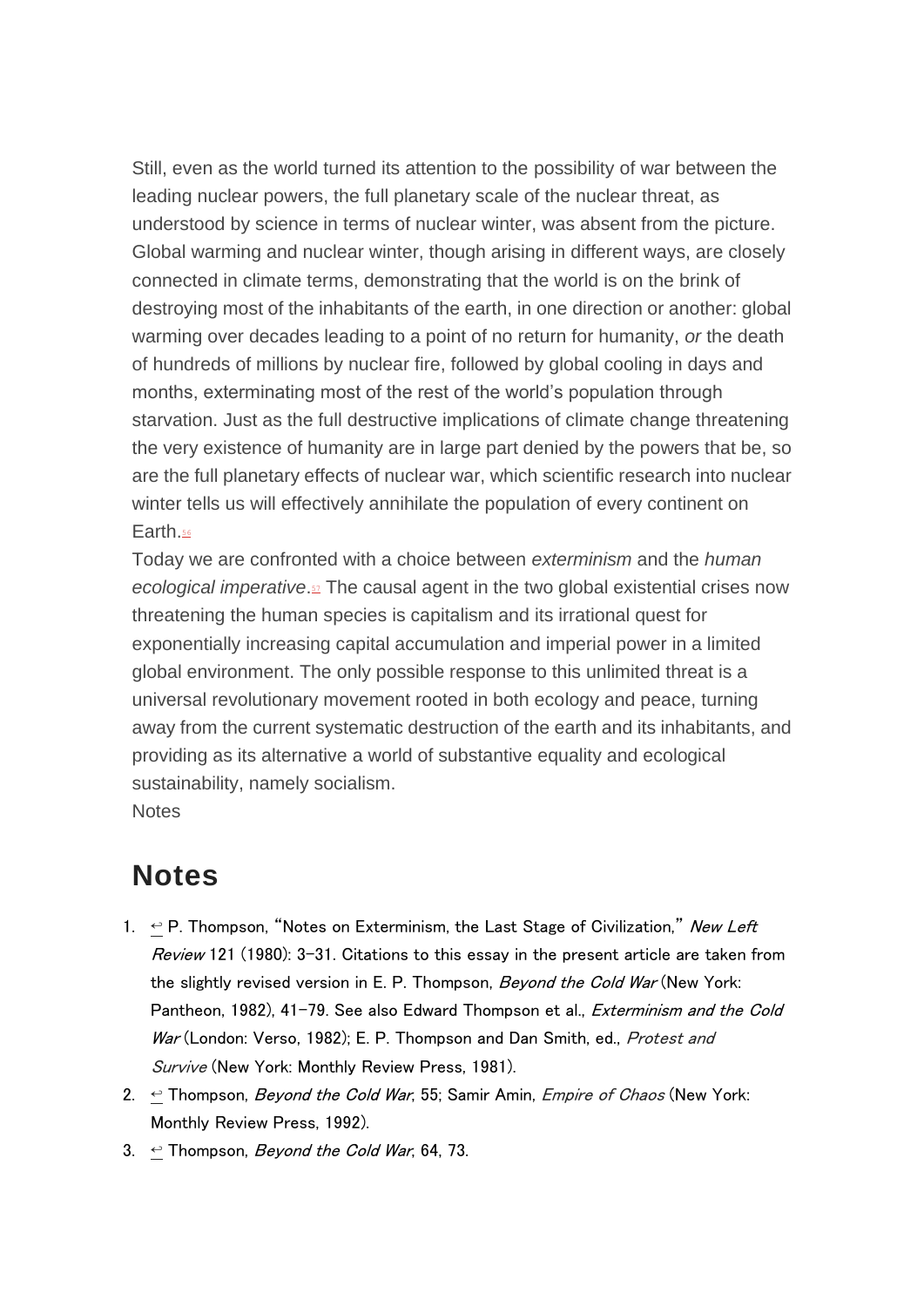Still, even as the world turned its attention to the possibility of war between the leading nuclear powers, the full planetary scale of the nuclear threat, as understood by science in terms of nuclear winter, was absent from the picture. Global warming and nuclear winter, though arising in different ways, are closely connected in climate terms, demonstrating that the world is on the brink of destroying most of the inhabitants of the earth, in one direction or another: global warming over decades leading to a point of no return for humanity, *or* the death of hundreds of millions by nuclear fire, followed by global cooling in days and months, exterminating most of the rest of the world's population through starvation. Just as the full destructive implications of climate change threatening the very existence of humanity are in large part denied by the powers that be, so are the full planetary effects of nuclear war, which scientific research into nuclear winter tells us will effectively annihilate the population of every continent on Earth.[56]

Today we are confronted with a choice between *exterminism* and the *human ecological imperative*.[57] The causal agent in the two global existential crises now threatening the human species is capitalism and its irrational quest for exponentially increasing capital accumulation and imperial power in a limited global environment. The only possible response to this unlimited threat is a universal revolutionary movement rooted in both ecology and peace, turning away from the current systematic destruction of the earth and its inhabitants, and providing as its alternative a world of substantive equality and ecological sustainability, namely socialism.

Notes

## Notes

1. ↩ P. Thompson, "Notes on Exterminism, the Last Stage of Civilization," *New Left Review* 121 (1980): 3–31. Citations to this essay in the present article are taken from the slightly revised version in E. P. Thompson, *Beyond the Cold War* (New York: Pantheon, 1982), 41–79. See also Edward Thompson et al., *Exterminism and the Cold War* (London: Verso, 1982); E. P. Thompson and Dan Smith, ed., *Protest and Survive* (New York: Monthly Review Press, 1981).
2. ↩ Thompson, *Beyond the Cold War*, 55; Samir Amin, *Empire of Chaos* (New York: Monthly Review Press, 1992).
3. ↩ Thompson, *Beyond the Cold War*, 64, 73.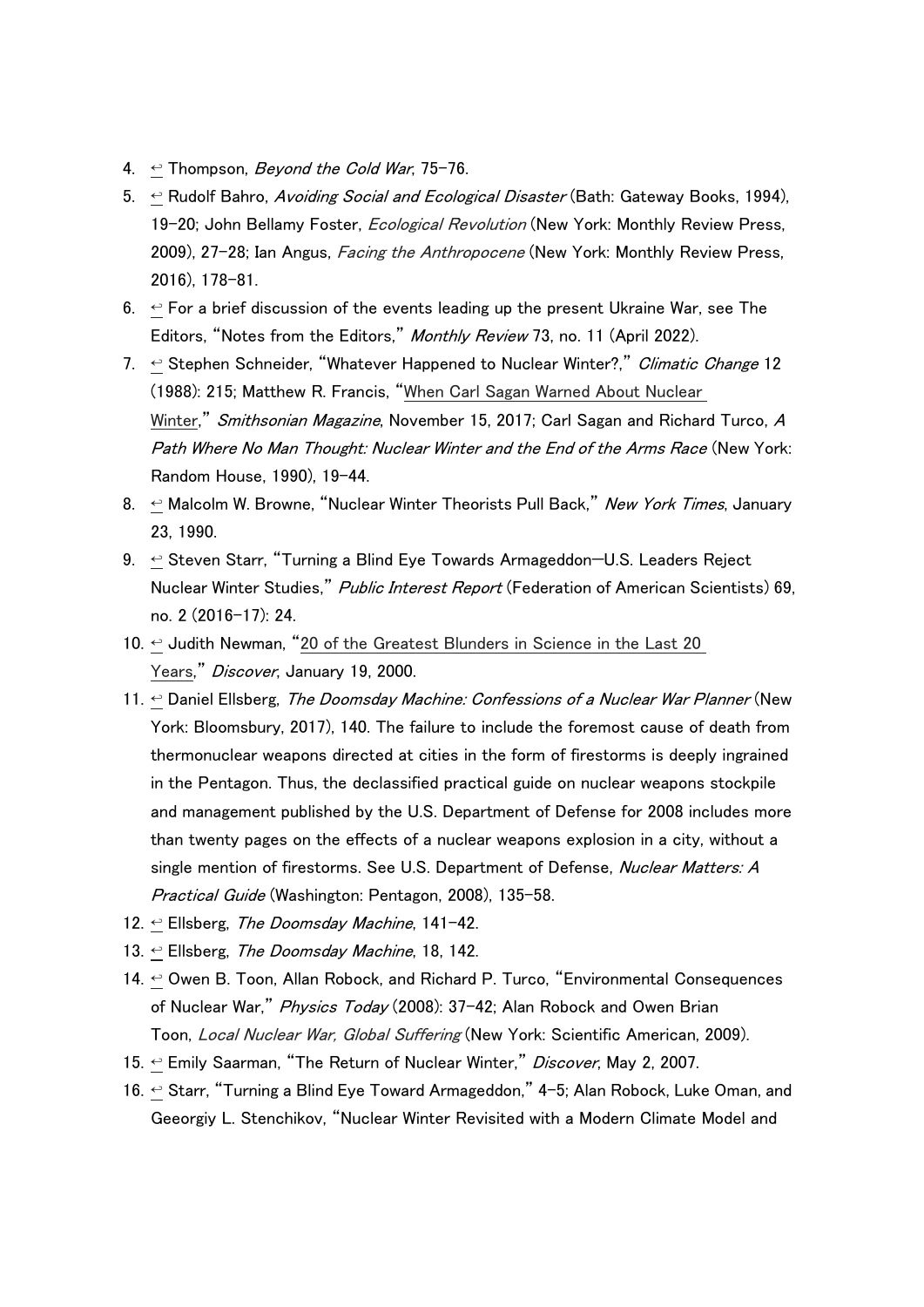4. ↩ Thompson, *Beyond the Cold War*, 75–76.
5. ↩ Rudolf Bahro, *Avoiding Social and Ecological Disaster* (Bath: Gateway Books, 1994), 19–20; John Bellamy Foster, *Ecological Revolution* (New York: Monthly Review Press, 2009), 27–28; Ian Angus, *Facing the Anthropocene* (New York: Monthly Review Press, 2016), 178–81.
6. ↩ For a brief discussion of the events leading up the present Ukraine War, see The Editors, "Notes from the Editors," *Monthly Review* 73, no. 11 (April 2022).
7. ↩ Stephen Schneider, "Whatever Happened to Nuclear Winter?," *Climatic Change* 12 (1988): 215; Matthew R. Francis, "When Carl Sagan Warned About Nuclear Winter," *Smithsonian Magazine*, November 15, 2017; Carl Sagan and Richard Turco, *A Path Where No Man Thought: Nuclear Winter and the End of the Arms Race* (New York: Random House, 1990), 19–44.
8. ↩ Malcolm W. Browne, "Nuclear Winter Theorists Pull Back," *New York Times*, January 23, 1990.
9. ↩ Steven Starr, "Turning a Blind Eye Towards Armageddon—U.S. Leaders Reject Nuclear Winter Studies," *Public Interest Report* (Federation of American Scientists) 69, no. 2 (2016–17): 24.
10. ↩ Judith Newman, "20 of the Greatest Blunders in Science in the Last 20 Years," *Discover*, January 19, 2000.
11. ↩ Daniel Ellsberg, *The Doomsday Machine: Confessions of a Nuclear War Planner* (New York: Bloomsbury, 2017), 140. The failure to include the foremost cause of death from thermonuclear weapons directed at cities in the form of firestorms is deeply ingrained in the Pentagon. Thus, the declassified practical guide on nuclear weapons stockpile and management published by the U.S. Department of Defense for 2008 includes more than twenty pages on the effects of a nuclear weapons explosion in a city, without a single mention of firestorms. See U.S. Department of Defense, *Nuclear Matters: A Practical Guide* (Washington: Pentagon, 2008), 135–58.
12. ↩ Ellsberg, *The Doomsday Machine*, 141–42.
13. ↩ Ellsberg, *The Doomsday Machine*, 18, 142.
14. ↩ Owen B. Toon, Allan Robock, and Richard P. Turco, "Environmental Consequences of Nuclear War," *Physics Today* (2008): 37–42; Alan Robock and Owen Brian Toon, *Local Nuclear War, Global Suffering* (New York: Scientific American, 2009).
15. ↩ Emily Saarman, "The Return of Nuclear Winter," *Discover*, May 2, 2007.
16. ↩ Starr, "Turning a Blind Eye Toward Armageddon," 4–5; Alan Robock, Luke Oman, and Geeorgiy L. Stenchikov, "Nuclear Winter Revisited with a Modern Climate Model and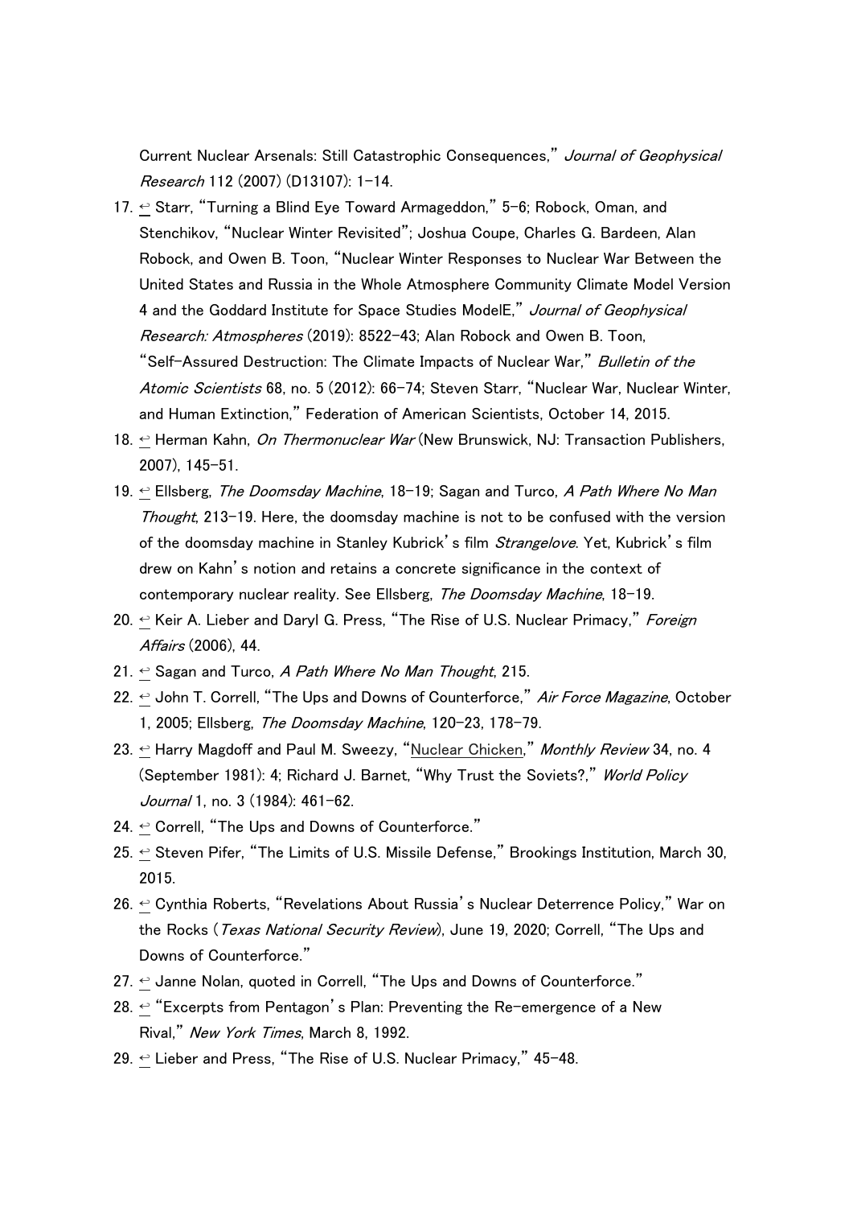Current Nuclear Arsenals: Still Catastrophic Consequences," *Journal of Geophysical Research* 112 (2007) (D13107): 1–14.

17. ↩ Starr, "Turning a Blind Eye Toward Armageddon," 5–6; Robock, Oman, and Stenchikov, "Nuclear Winter Revisited"; Joshua Coupe, Charles G. Bardeen, Alan Robock, and Owen B. Toon, "Nuclear Winter Responses to Nuclear War Between the United States and Russia in the Whole Atmosphere Community Climate Model Version 4 and the Goddard Institute for Space Studies ModelE," *Journal of Geophysical Research: Atmospheres* (2019): 8522–43; Alan Robock and Owen B. Toon, "Self-Assured Destruction: The Climate Impacts of Nuclear War," *Bulletin of the Atomic Scientists* 68, no. 5 (2012): 66–74; Steven Starr, "Nuclear War, Nuclear Winter, and Human Extinction," Federation of American Scientists, October 14, 2015.
18. ↩ Herman Kahn, *On Thermonuclear War* (New Brunswick, NJ: Transaction Publishers, 2007), 145–51.
19. ↩ Ellsberg, *The Doomsday Machine*, 18–19; Sagan and Turco, *A Path Where No Man Thought*, 213–19. Here, the doomsday machine is not to be confused with the version of the doomsday machine in Stanley Kubrick's film *Strangelove*. Yet, Kubrick's film drew on Kahn's notion and retains a concrete significance in the context of contemporary nuclear reality. See Ellsberg, *The Doomsday Machine*, 18–19.
20. ↩ Keir A. Lieber and Daryl G. Press, "The Rise of U.S. Nuclear Primacy," *Foreign Affairs* (2006), 44.
21. ↩ Sagan and Turco, *A Path Where No Man Thought*, 215.
22. ↩ John T. Correll, "The Ups and Downs of Counterforce," *Air Force Magazine*, October 1, 2005; Ellsberg, *The Doomsday Machine*, 120–23, 178–79.
23. ↩ Harry Magdoff and Paul M. Sweezy, "Nuclear Chicken," *Monthly Review* 34, no. 4 (September 1981): 4; Richard J. Barnet, "Why Trust the Soviets?," *World Policy Journal* 1, no. 3 (1984): 461–62.
24. ↩ Correll, "The Ups and Downs of Counterforce."
25. ↩ Steven Pifer, "The Limits of U.S. Missile Defense," Brookings Institution, March 30, 2015.
26. ↩ Cynthia Roberts, "Revelations About Russia's Nuclear Deterrence Policy," War on the Rocks (*Texas National Security Review*), June 19, 2020; Correll, "The Ups and Downs of Counterforce."
27. ↩ Janne Nolan, quoted in Correll, "The Ups and Downs of Counterforce."
28. ↩ "Excerpts from Pentagon's Plan: Preventing the Re-emergence of a New Rival," *New York Times*, March 8, 1992.
29. ↩ Lieber and Press, "The Rise of U.S. Nuclear Primacy," 45–48.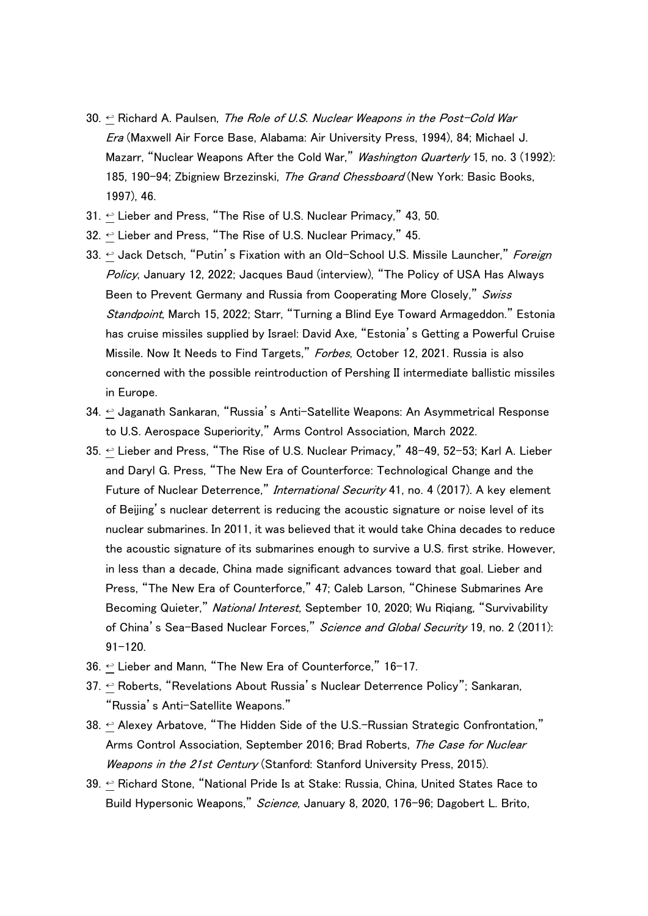30. ↩ Richard A. Paulsen, *The Role of U.S. Nuclear Weapons in the Post–Cold War Era* (Maxwell Air Force Base, Alabama: Air University Press, 1994), 84; Michael J. Mazarr, "Nuclear Weapons After the Cold War," *Washington Quarterly* 15, no. 3 (1992): 185, 190–94; Zbigniew Brzezinski, *The Grand Chessboard* (New York: Basic Books, 1997), 46.
31. ↩ Lieber and Press, "The Rise of U.S. Nuclear Primacy," 43, 50.
32. ↩ Lieber and Press, "The Rise of U.S. Nuclear Primacy," 45.
33. ↩ Jack Detsch, "Putin's Fixation with an Old-School U.S. Missile Launcher," *Foreign Policy*, January 12, 2022; Jacques Baud (interview), "The Policy of USA Has Always Been to Prevent Germany and Russia from Cooperating More Closely," *Swiss Standpoint*, March 15, 2022; Starr, "Turning a Blind Eye Toward Armageddon." Estonia has cruise missiles supplied by Israel: David Axe, "Estonia's Getting a Powerful Cruise Missile. Now It Needs to Find Targets," *Forbes*, October 12, 2021. Russia is also concerned with the possible reintroduction of Pershing II intermediate ballistic missiles in Europe.
34. ↩ Jaganath Sankaran, "Russia's Anti-Satellite Weapons: An Asymmetrical Response to U.S. Aerospace Superiority," Arms Control Association, March 2022.
35. ↩ Lieber and Press, "The Rise of U.S. Nuclear Primacy," 48–49, 52–53; Karl A. Lieber and Daryl G. Press, "The New Era of Counterforce: Technological Change and the Future of Nuclear Deterrence," *International Security* 41, no. 4 (2017). A key element of Beijing's nuclear deterrent is reducing the acoustic signature or noise level of its nuclear submarines. In 2011, it was believed that it would take China decades to reduce the acoustic signature of its submarines enough to survive a U.S. first strike. However, in less than a decade, China made significant advances toward that goal. Lieber and Press, "The New Era of Counterforce," 47; Caleb Larson, "Chinese Submarines Are Becoming Quieter," *National Interest*, September 10, 2020; Wu Riqiang, "Survivability of China's Sea-Based Nuclear Forces," *Science and Global Security* 19, no. 2 (2011): 91–120.
36. ↩ Lieber and Mann, "The New Era of Counterforce," 16–17.
37. ↩ Roberts, "Revelations About Russia's Nuclear Deterrence Policy"; Sankaran, "Russia's Anti-Satellite Weapons."
38. ↩ Alexey Arbatove, "The Hidden Side of the U.S.-Russian Strategic Confrontation," Arms Control Association, September 2016; Brad Roberts, *The Case for Nuclear Weapons in the 21st Century* (Stanford: Stanford University Press, 2015).
39. ↩ Richard Stone, "National Pride Is at Stake: Russia, China, United States Race to Build Hypersonic Weapons," *Science*, January 8, 2020, 176–96; Dagobert L. Brito,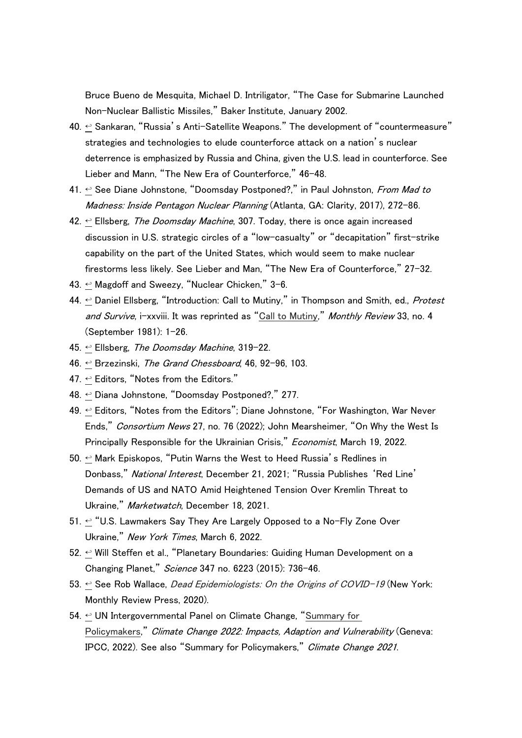Bruce Bueno de Mesquita, Michael D. Intriligator, "The Case for Submarine Launched Non-Nuclear Ballistic Missiles," Baker Institute, January 2002.

40. ↩ Sankaran, "Russia's Anti-Satellite Weapons." The development of "countermeasure" strategies and technologies to elude counterforce attack on a nation's nuclear deterrence is emphasized by Russia and China, given the U.S. lead in counterforce. See Lieber and Mann, "The New Era of Counterforce," 46–48.
41. ↩ See Diane Johnstone, "Doomsday Postponed?," in Paul Johnston, *From Mad to Madness: Inside Pentagon Nuclear Planning* (Atlanta, GA: Clarity, 2017), 272–86.
42. ↩ Ellsberg, *The Doomsday Machine*, 307. Today, there is once again increased discussion in U.S. strategic circles of a "low-casualty" or "decapitation" first-strike capability on the part of the United States, which would seem to make nuclear firestorms less likely. See Lieber and Man, "The New Era of Counterforce," 27–32.
43. ↩ Magdoff and Sweezy, "Nuclear Chicken," 3–6.
44. ↩ Daniel Ellsberg, "Introduction: Call to Mutiny," in Thompson and Smith, ed., *Protest and Survive*, i–xxviii. It was reprinted as "Call to Mutiny," *Monthly Review* 33, no. 4 (September 1981): 1–26.
45. ↩ Ellsberg, *The Doomsday Machine*, 319–22.
46. ↩ Brzezinski, *The Grand Chessboard*, 46, 92–96, 103.
47. ↩ Editors, "Notes from the Editors."
48. ↩ Diana Johnstone, "Doomsday Postponed?," 277.
49. ↩ Editors, "Notes from the Editors"; Diane Johnstone, "For Washington, War Never Ends," *Consortium News* 27, no. 76 (2022); John Mearsheimer, "On Why the West Is Principally Responsible for the Ukrainian Crisis," *Economist*, March 19, 2022.
50. ↩ Mark Episkopos, "Putin Warns the West to Heed Russia's Redlines in Donbass," *National Interest*, December 21, 2021; "Russia Publishes 'Red Line' Demands of US and NATO Amid Heightened Tension Over Kremlin Threat to Ukraine," *Marketwatch*, December 18, 2021.
51. ↩ "U.S. Lawmakers Say They Are Largely Opposed to a No-Fly Zone Over Ukraine," *New York Times*, March 6, 2022.
52. ↩ Will Steffen et al., "Planetary Boundaries: Guiding Human Development on a Changing Planet," *Science* 347 no. 6223 (2015): 736–46.
53. ↩ See Rob Wallace, *Dead Epidemiologists: On the Origins of COVID-19* (New York: Monthly Review Press, 2020).
54. ↩ UN Intergovernmental Panel on Climate Change, "Summary for Policymakers," *Climate Change 2022: Impacts, Adaption and Vulnerability* (Geneva: IPCC, 2022). See also "Summary for Policymakers," *Climate Change 2021*.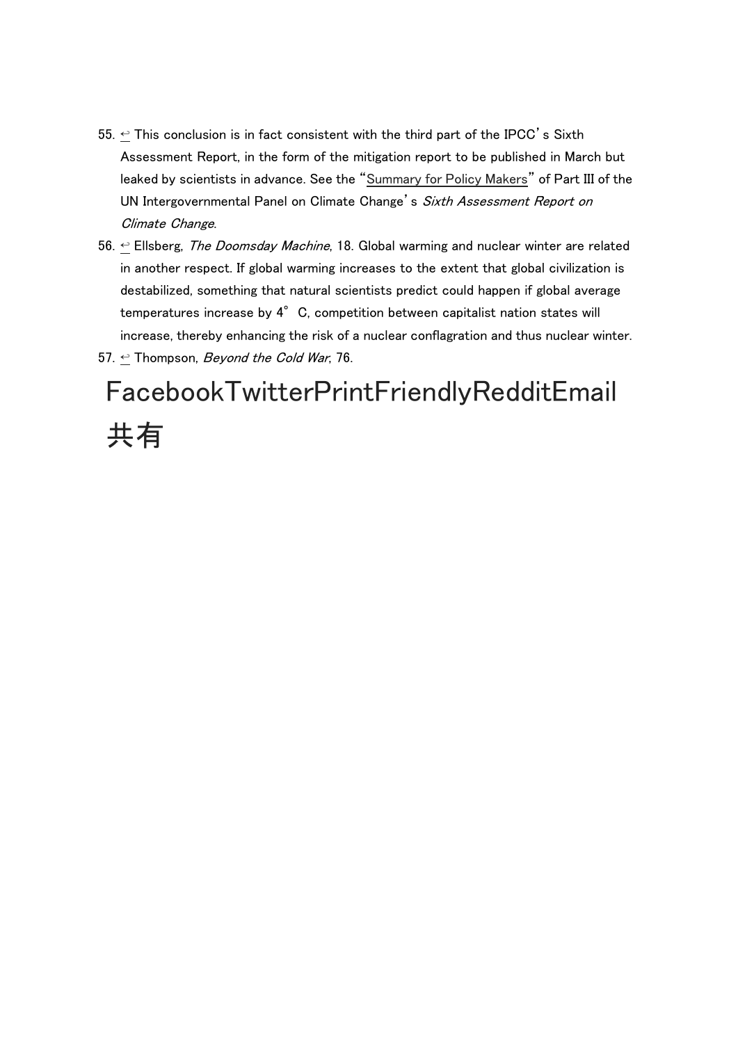55. ↩ This conclusion is in fact consistent with the third part of the IPCC's Sixth Assessment Report, in the form of the mitigation report to be published in March but leaked by scientists in advance. See the "Summary for Policy Makers" of Part III of the UN Intergovernmental Panel on Climate Change's *Sixth Assessment Report on Climate Change*.
56. ↩ Ellsberg, *The Doomsday Machine*, 18. Global warming and nuclear winter are related in another respect. If global warming increases to the extent that global civilization is destabilized, something that natural scientists predict could happen if global average temperatures increase by 4° C, competition between capitalist nation states will increase, thereby enhancing the risk of a nuclear conflagration and thus nuclear winter.
57. ↩ Thompson, *Beyond the Cold War*, 76.

FacebookTwitterPrintFriendlyRedditEmail
共有